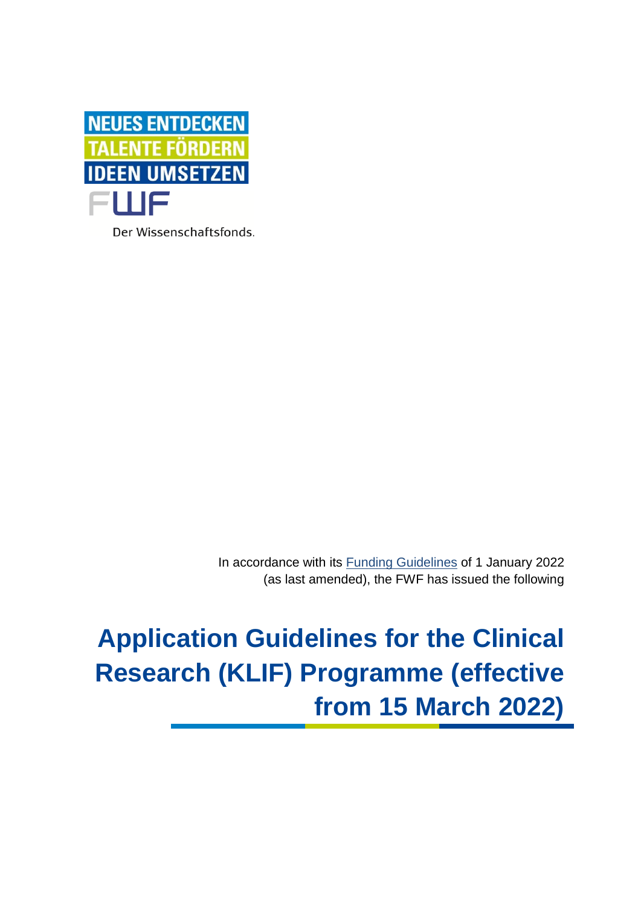NEUES ENTDECKEN
TALENTE FÖRDERN
IDEEN UMSETZEN

FWF

Der Wissenschaftsfonds.

In accordance with its [Funding Guidelines](Funding Guidelines) of 1 January 2022 (as last amended), the FWF has issued the following

# Application Guidelines for the Clinical Research (KLIF) Programme (effective from 15 March 2022)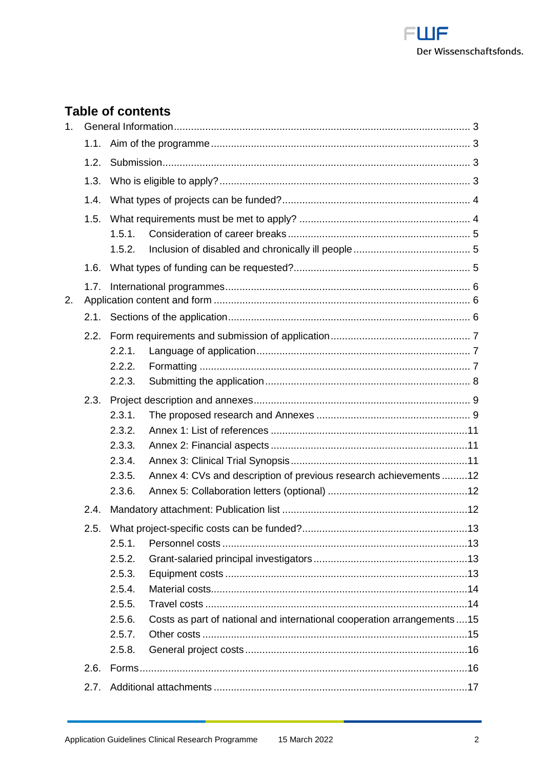## Table of contents

1. General Information ... 3
   - 1.1. Aim of the programme ... 3
   - 1.2. Submission ... 3
   - 1.3. Who is eligible to apply? ... 3
   - 1.4. What types of projects can be funded? ... 4
   - 1.5. What requirements must be met to apply? ... 4
     - 1.5.1. Consideration of career breaks ... 5
     - 1.5.2. Inclusion of disabled and chronically ill people ... 5
   - 1.6. What types of funding can be requested? ... 5
   - 1.7. International programmes ... 6
2. Application content and form ... 6
   - 2.1. Sections of the application ... 6
   - 2.2. Form requirements and submission of application ... 7
     - 2.2.1. Language of application ... 7
     - 2.2.2. Formatting ... 7
     - 2.2.3. Submitting the application ... 8
   - 2.3. Project description and annexes ... 9
     - 2.3.1. The proposed research and Annexes ... 9
     - 2.3.2. Annex 1: List of references ... 11
     - 2.3.3. Annex 2: Financial aspects ... 11
     - 2.3.4. Annex 3: Clinical Trial Synopsis ... 11
     - 2.3.5. Annex 4: CVs and description of previous research achievements ... 12
     - 2.3.6. Annex 5: Collaboration letters (optional) ... 12
   - 2.4. Mandatory attachment: Publication list ... 12
   - 2.5. What project-specific costs can be funded? ... 13
     - 2.5.1. Personnel costs ... 13
     - 2.5.2. Grant-salaried principal investigators ... 13
     - 2.5.3. Equipment costs ... 13
     - 2.5.4. Material costs ... 14
     - 2.5.5. Travel costs ... 14
     - 2.5.6. Costs as part of national and international cooperation arrangements ... 15
     - 2.5.7. Other costs ... 15
     - 2.5.8. General project costs ... 16
   - 2.6. Forms ... 16
   - 2.7. Additional attachments ... 17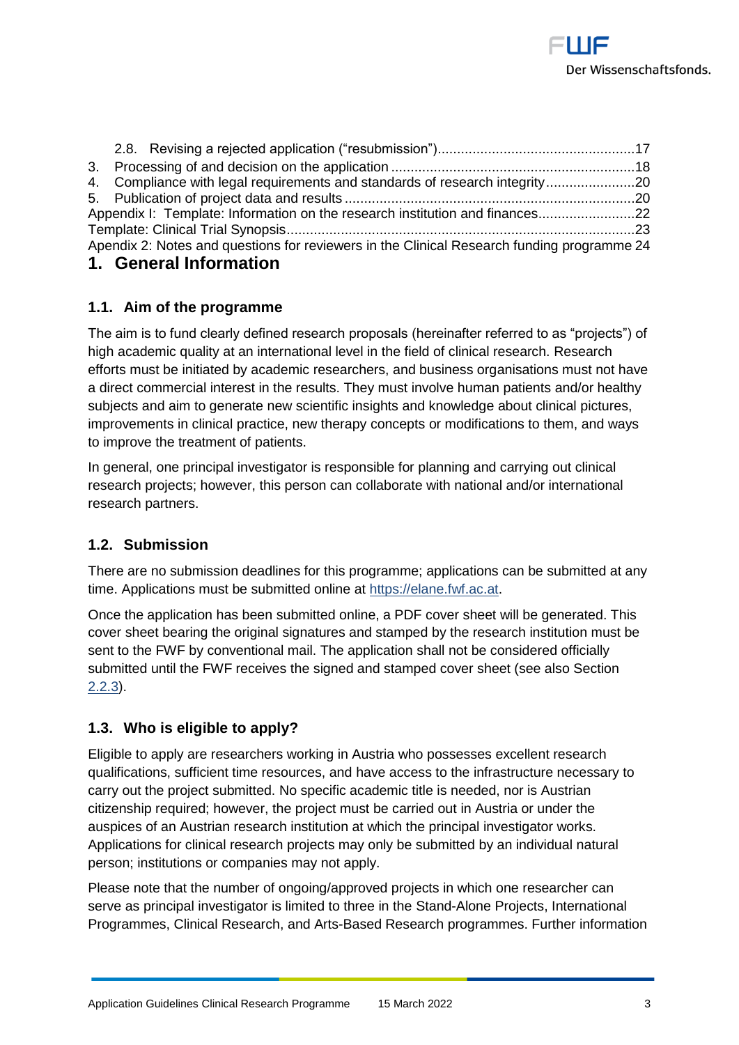2.8. Revising a rejected application (“resubmission”)...................................................17
3. Processing of and decision on the application ...............................................................18
4. Compliance with legal requirements and standards of research integrity.......................20
5. Publication of project data and results ...........................................................................20
Appendix I: Template: Information on the research institution and finances.........................22
Template: Clinical Trial Synopsis..........................................................................................23
Apendix 2: Notes and questions for reviewers in the Clinical Research funding programme 24

# 1. General Information

## 1.1. Aim of the programme

The aim is to fund clearly defined research proposals (hereinafter referred to as “projects”) of high academic quality at an international level in the field of clinical research. Research efforts must be initiated by academic researchers, and business organisations must not have a direct commercial interest in the results. They must involve human patients and/or healthy subjects and aim to generate new scientific insights and knowledge about clinical pictures, improvements in clinical practice, new therapy concepts or modifications to them, and ways to improve the treatment of patients.

In general, one principal investigator is responsible for planning and carrying out clinical research projects; however, this person can collaborate with national and/or international research partners.

## 1.2. Submission

There are no submission deadlines for this programme; applications can be submitted at any time. Applications must be submitted online at https://elane.fwf.ac.at.

Once the application has been submitted online, a PDF cover sheet will be generated. This cover sheet bearing the original signatures and stamped by the research institution must be sent to the FWF by conventional mail. The application shall not be considered officially submitted until the FWF receives the signed and stamped cover sheet (see also Section 2.2.3).

## 1.3. Who is eligible to apply?

Eligible to apply are researchers working in Austria who possesses excellent research qualifications, sufficient time resources, and have access to the infrastructure necessary to carry out the project submitted. No specific academic title is needed, nor is Austrian citizenship required; however, the project must be carried out in Austria or under the auspices of an Austrian research institution at which the principal investigator works. Applications for clinical research projects may only be submitted by an individual natural person; institutions or companies may not apply.

Please note that the number of ongoing/approved projects in which one researcher can serve as principal investigator is limited to three in the Stand-Alone Projects, International Programmes, Clinical Research, and Arts-Based Research programmes. Further information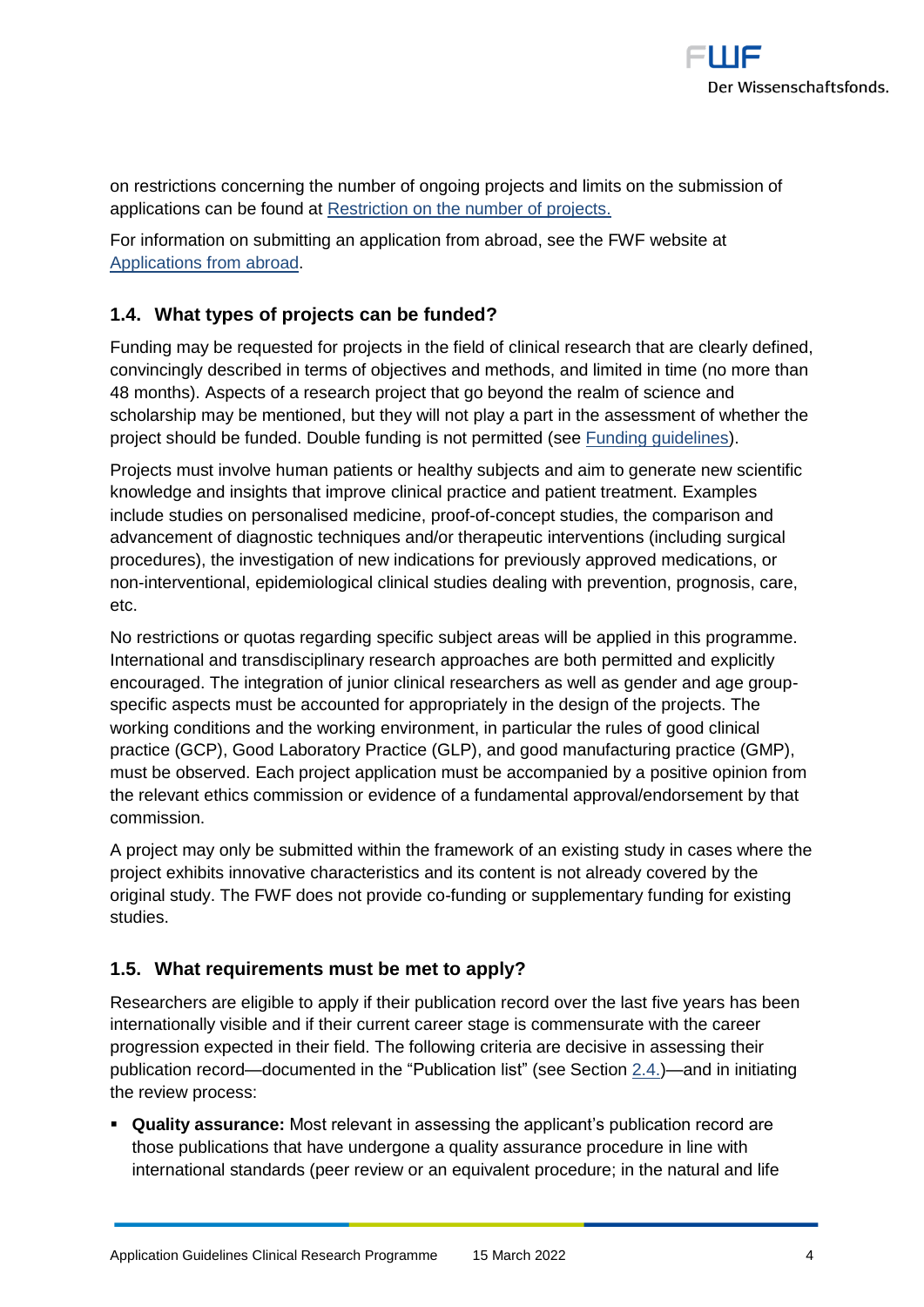on restrictions concerning the number of ongoing projects and limits on the submission of applications can be found at Restriction on the number of projects.

For information on submitting an application from abroad, see the FWF website at Applications from abroad.

## 1.4. What types of projects can be funded?

Funding may be requested for projects in the field of clinical research that are clearly defined, convincingly described in terms of objectives and methods, and limited in time (no more than 48 months). Aspects of a research project that go beyond the realm of science and scholarship may be mentioned, but they will not play a part in the assessment of whether the project should be funded. Double funding is not permitted (see Funding guidelines).

Projects must involve human patients or healthy subjects and aim to generate new scientific knowledge and insights that improve clinical practice and patient treatment. Examples include studies on personalised medicine, proof-of-concept studies, the comparison and advancement of diagnostic techniques and/or therapeutic interventions (including surgical procedures), the investigation of new indications for previously approved medications, or non-interventional, epidemiological clinical studies dealing with prevention, prognosis, care, etc.

No restrictions or quotas regarding specific subject areas will be applied in this programme. International and transdisciplinary research approaches are both permitted and explicitly encouraged. The integration of junior clinical researchers as well as gender and age group-specific aspects must be accounted for appropriately in the design of the projects. The working conditions and the working environment, in particular the rules of good clinical practice (GCP), Good Laboratory Practice (GLP), and good manufacturing practice (GMP), must be observed. Each project application must be accompanied by a positive opinion from the relevant ethics commission or evidence of a fundamental approval/endorsement by that commission.

A project may only be submitted within the framework of an existing study in cases where the project exhibits innovative characteristics and its content is not already covered by the original study. The FWF does not provide co-funding or supplementary funding for existing studies.

## 1.5. What requirements must be met to apply?

Researchers are eligible to apply if their publication record over the last five years has been internationally visible and if their current career stage is commensurate with the career progression expected in their field. The following criteria are decisive in assessing their publication record—documented in the "Publication list" (see Section 2.4.)—and in initiating the review process:

- **Quality assurance:** Most relevant in assessing the applicant's publication record are those publications that have undergone a quality assurance procedure in line with international standards (peer review or an equivalent procedure; in the natural and life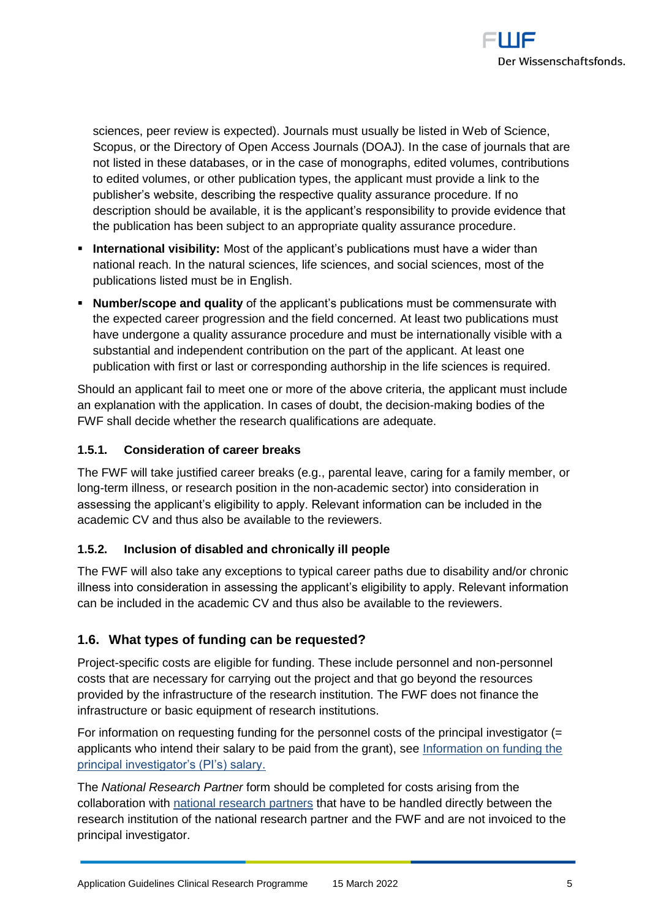sciences, peer review is expected). Journals must usually be listed in Web of Science, Scopus, or the Directory of Open Access Journals (DOAJ). In the case of journals that are not listed in these databases, or in the case of monographs, edited volumes, contributions to edited volumes, or other publication types, the applicant must provide a link to the publisher's website, describing the respective quality assurance procedure. If no description should be available, it is the applicant's responsibility to provide evidence that the publication has been subject to an appropriate quality assurance procedure.

- **International visibility:** Most of the applicant's publications must have a wider than national reach. In the natural sciences, life sciences, and social sciences, most of the publications listed must be in English.
- **Number/scope and quality** of the applicant's publications must be commensurate with the expected career progression and the field concerned. At least two publications must have undergone a quality assurance procedure and must be internationally visible with a substantial and independent contribution on the part of the applicant. At least one publication with first or last or corresponding authorship in the life sciences is required.

Should an applicant fail to meet one or more of the above criteria, the applicant must include an explanation with the application. In cases of doubt, the decision-making bodies of the FWF shall decide whether the research qualifications are adequate.

#### 1.5.1. Consideration of career breaks

The FWF will take justified career breaks (e.g., parental leave, caring for a family member, or long-term illness, or research position in the non-academic sector) into consideration in assessing the applicant's eligibility to apply. Relevant information can be included in the academic CV and thus also be available to the reviewers.

#### 1.5.2. Inclusion of disabled and chronically ill people

The FWF will also take any exceptions to typical career paths due to disability and/or chronic illness into consideration in assessing the applicant's eligibility to apply. Relevant information can be included in the academic CV and thus also be available to the reviewers.

### 1.6. What types of funding can be requested?

Project-specific costs are eligible for funding. These include personnel and non-personnel costs that are necessary for carrying out the project and that go beyond the resources provided by the infrastructure of the research institution. The FWF does not finance the infrastructure or basic equipment of research institutions.

For information on requesting funding for the personnel costs of the principal investigator (= applicants who intend their salary to be paid from the grant), see Information on funding the principal investigator's (PI's) salary.

The *National Research Partner* form should be completed for costs arising from the collaboration with national research partners that have to be handled directly between the research institution of the national research partner and the FWF and are not invoiced to the principal investigator.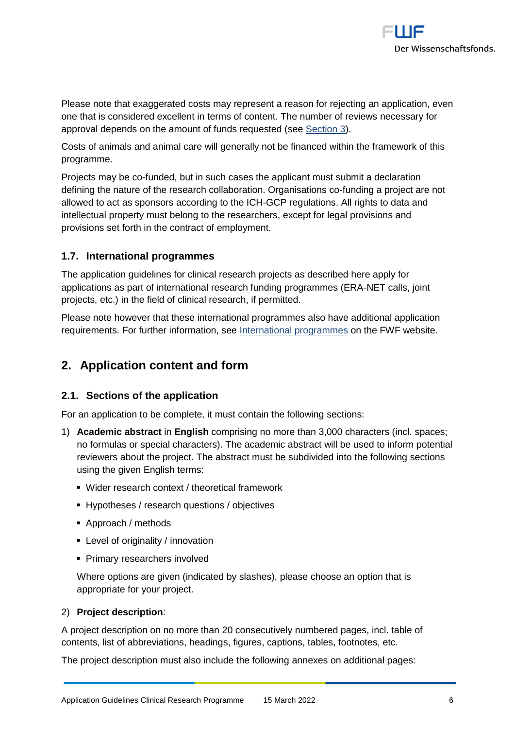Please note that exaggerated costs may represent a reason for rejecting an application, even one that is considered excellent in terms of content. The number of reviews necessary for approval depends on the amount of funds requested (see Section 3).

Costs of animals and animal care will generally not be financed within the framework of this programme.

Projects may be co-funded, but in such cases the applicant must submit a declaration defining the nature of the research collaboration. Organisations co-funding a project are not allowed to act as sponsors according to the ICH-GCP regulations. All rights to data and intellectual property must belong to the researchers, except for legal provisions and provisions set forth in the contract of employment.

### 1.7. International programmes

The application guidelines for clinical research projects as described here apply for applications as part of international research funding programmes (ERA-NET calls, joint projects, etc.) in the field of clinical research, if permitted.

Please note however that these international programmes also have additional application requirements. For further information, see International programmes on the FWF website.

## 2. Application content and form

### 2.1. Sections of the application

For an application to be complete, it must contain the following sections:

1) **Academic abstract** in **English** comprising no more than 3,000 characters (incl. spaces; no formulas or special characters). The academic abstract will be used to inform potential reviewers about the project. The abstract must be subdivided into the following sections using the given English terms:
   - Wider research context / theoretical framework
   - Hypotheses / research questions / objectives
   - Approach / methods
   - Level of originality / innovation
   - Primary researchers involved

   Where options are given (indicated by slashes), please choose an option that is appropriate for your project.

2) **Project description**:

A project description on no more than 20 consecutively numbered pages, incl. table of contents, list of abbreviations, headings, figures, captions, tables, footnotes, etc.

The project description must also include the following annexes on additional pages: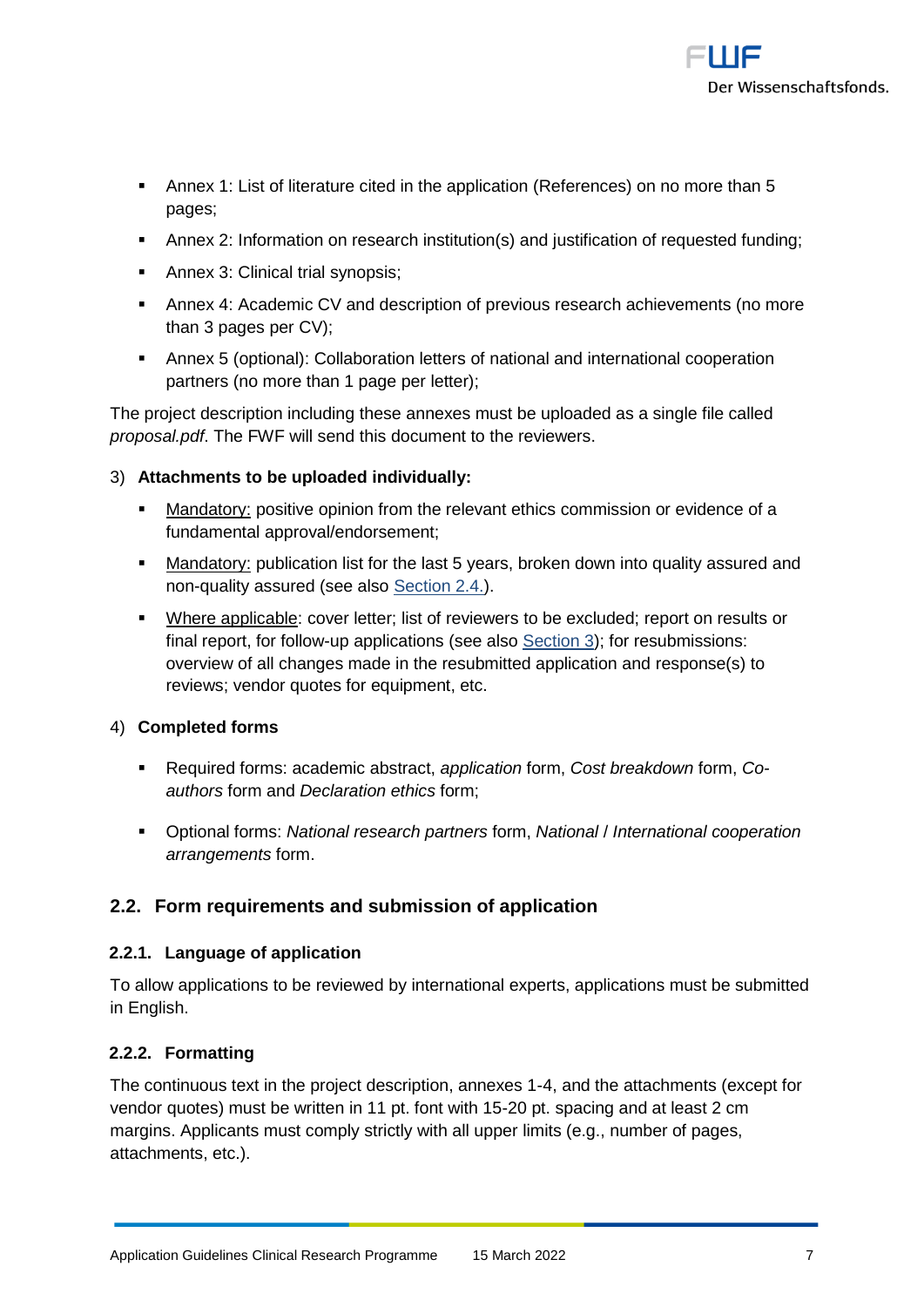- Annex 1: List of literature cited in the application (References) on no more than 5 pages;
- Annex 2: Information on research institution(s) and justification of requested funding;
- Annex 3: Clinical trial synopsis;
- Annex 4: Academic CV and description of previous research achievements (no more than 3 pages per CV);
- Annex 5 (optional): Collaboration letters of national and international cooperation partners (no more than 1 page per letter);

The project description including these annexes must be uploaded as a single file called *proposal.pdf*. The FWF will send this document to the reviewers.

3) **Attachments to be uploaded individually:**

- Mandatory: positive opinion from the relevant ethics commission or evidence of a fundamental approval/endorsement;
- Mandatory: publication list for the last 5 years, broken down into quality assured and non-quality assured (see also Section 2.4.).
- Where applicable: cover letter; list of reviewers to be excluded; report on results or final report, for follow-up applications (see also Section 3); for resubmissions: overview of all changes made in the resubmitted application and response(s) to reviews; vendor quotes for equipment, etc.

4) **Completed forms**

- Required forms: academic abstract, *application* form, *Cost breakdown* form, *Co-authors* form and *Declaration ethics* form;
- Optional forms: *National research partners* form, *National* / *International cooperation arrangements* form.

## 2.2. Form requirements and submission of application

### 2.2.1. Language of application

To allow applications to be reviewed by international experts, applications must be submitted in English.

### 2.2.2. Formatting

The continuous text in the project description, annexes 1-4, and the attachments (except for vendor quotes) must be written in 11 pt. font with 15-20 pt. spacing and at least 2 cm margins. Applicants must comply strictly with all upper limits (e.g., number of pages, attachments, etc.).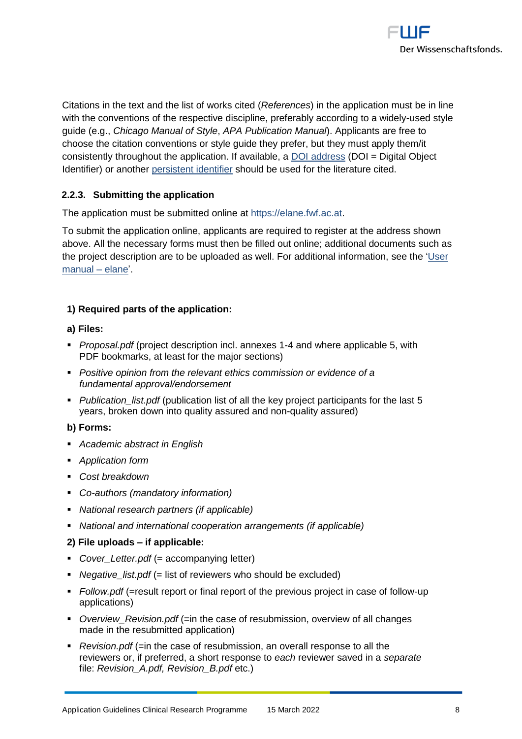Citations in the text and the list of works cited (*References*) in the application must be in line with the conventions of the respective discipline, preferably according to a widely-used style guide (e.g., *Chicago Manual of Style*, *APA Publication Manual*). Applicants are free to choose the citation conventions or style guide they prefer, but they must apply them/it consistently throughout the application. If available, a DOI address (DOI = Digital Object Identifier) or another persistent identifier should be used for the literature cited.

### 2.2.3. Submitting the application

The application must be submitted online at https://elane.fwf.ac.at.

To submit the application online, applicants are required to register at the address shown above. All the necessary forms must then be filled out online; additional documents such as the project description are to be uploaded as well. For additional information, see the 'User manual – elane'.

**1) Required parts of the application:**

**a) Files:**

- *Proposal.pdf* (project description incl. annexes 1-4 and where applicable 5, with PDF bookmarks, at least for the major sections)
- *Positive opinion from the relevant ethics commission or evidence of a fundamental approval/endorsement*
- *Publication_list.pdf* (publication list of all the key project participants for the last 5 years, broken down into quality assured and non-quality assured)

**b) Forms:**

- *Academic abstract in English*
- *Application form*
- *Cost breakdown*
- *Co-authors (mandatory information)*
- *National research partners (if applicable)*
- *National and international cooperation arrangements (if applicable)*

**2) File uploads – if applicable:**

- *Cover_Letter.pdf* (= accompanying letter)
- *Negative_list.pdf* (= list of reviewers who should be excluded)
- *Follow.pdf* (=result report or final report of the previous project in case of follow-up applications)
- *Overview_Revision.pdf* (=in the case of resubmission, overview of all changes made in the resubmitted application)
- *Revision.pdf* (=in the case of resubmission, an overall response to all the reviewers or, if preferred, a short response to *each* reviewer saved in a *separate* file: *Revision_A.pdf, Revision_B.pdf* etc.)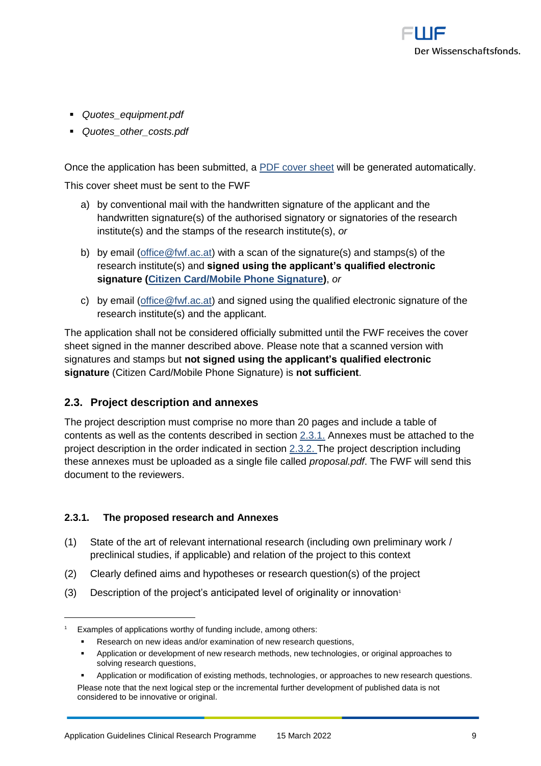- *Quotes_equipment.pdf*
- *Quotes_other_costs.pdf*

Once the application has been submitted, a PDF cover sheet will be generated automatically.

This cover sheet must be sent to the FWF

a) by conventional mail with the handwritten signature of the applicant and the handwritten signature(s) of the authorised signatory or signatories of the research institute(s) and the stamps of the research institute(s), *or*

b) by email (office@fwf.ac.at) with a scan of the signature(s) and stamps(s) of the research institute(s) and **signed using the applicant's qualified electronic signature (Citizen Card/Mobile Phone Signature)**, *or*

c) by email (office@fwf.ac.at) and signed using the qualified electronic signature of the research institute(s) and the applicant.

The application shall not be considered officially submitted until the FWF receives the cover sheet signed in the manner described above. Please note that a scanned version with signatures and stamps but **not signed using the applicant's qualified electronic signature** (Citizen Card/Mobile Phone Signature) is **not sufficient**.

## 2.3. Project description and annexes

The project description must comprise no more than 20 pages and include a table of contents as well as the contents described in section 2.3.1. Annexes must be attached to the project description in the order indicated in section 2.3.2. The project description including these annexes must be uploaded as a single file called *proposal.pdf*. The FWF will send this document to the reviewers.

### 2.3.1. The proposed research and Annexes

(1) State of the art of relevant international research (including own preliminary work / preclinical studies, if applicable) and relation of the project to this context

(2) Clearly defined aims and hypotheses or research question(s) of the project

(3) Description of the project's anticipated level of originality or innovation[1]

---

[1] Examples of applications worthy of funding include, among others:

- Research on new ideas and/or examination of new research questions,
- Application or development of new research methods, new technologies, or original approaches to solving research questions,
- Application or modification of existing methods, technologies, or approaches to new research questions.

Please note that the next logical step or the incremental further development of published data is not considered to be innovative or original.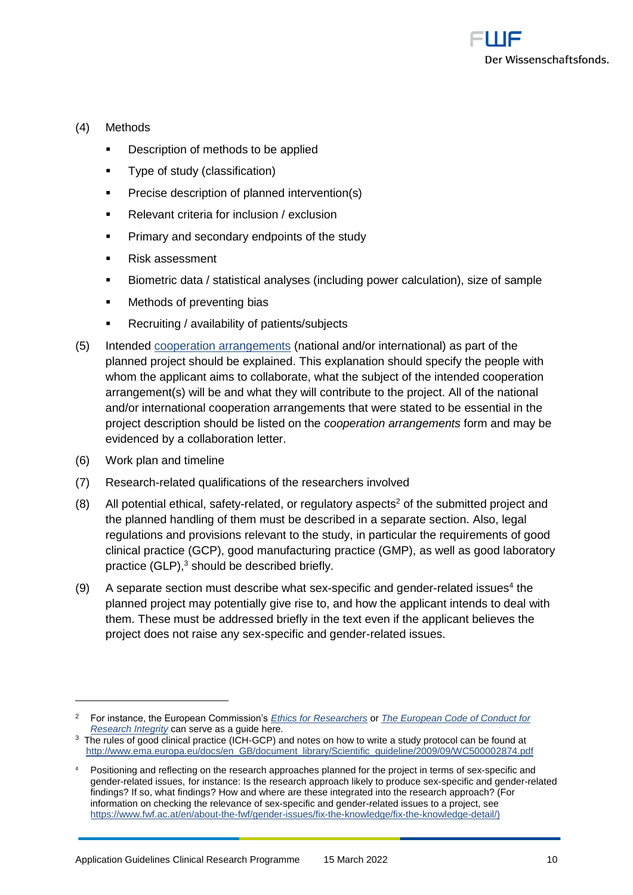(4) Methods

- Description of methods to be applied
- Type of study (classification)
- Precise description of planned intervention(s)
- Relevant criteria for inclusion / exclusion
- Primary and secondary endpoints of the study
- Risk assessment
- Biometric data / statistical analyses (including power calculation), size of sample
- Methods of preventing bias
- Recruiting / availability of patients/subjects

(5) Intended cooperation arrangements (national and/or international) as part of the planned project should be explained. This explanation should specify the people with whom the applicant aims to collaborate, what the subject of the intended cooperation arrangement(s) will be and what they will contribute to the project. All of the national and/or international cooperation arrangements that were stated to be essential in the project description should be listed on the *cooperation arrangements* form and may be evidenced by a collaboration letter.

(6) Work plan and timeline

(7) Research-related qualifications of the researchers involved

(8) All potential ethical, safety-related, or regulatory aspects[2] of the submitted project and the planned handling of them must be described in a separate section. Also, legal regulations and provisions relevant to the study, in particular the requirements of good clinical practice (GCP), good manufacturing practice (GMP), as well as good laboratory practice (GLP),[3] should be described briefly.

(9) A separate section must describe what sex-specific and gender-related issues[4] the planned project may potentially give rise to, and how the applicant intends to deal with them. These must be addressed briefly in the text even if the applicant believes the project does not raise any sex-specific and gender-related issues.

---

[2] For instance, the European Commission's *Ethics for Researchers* or *The European Code of Conduct for Research Integrity* can serve as a guide here.

[3] The rules of good clinical practice (ICH-GCP) and notes on how to write a study protocol can be found at http://www.ema.europa.eu/docs/en_GB/document_library/Scientific_guideline/2009/09/WC500002874.pdf

[4] Positioning and reflecting on the research approaches planned for the project in terms of sex-specific and gender-related issues, for instance: Is the research approach likely to produce sex-specific and gender-related findings? If so, what findings? How and where are these integrated into the research approach? (For information on checking the relevance of sex-specific and gender-related issues to a project, see https://www.fwf.ac.at/en/about-the-fwf/gender-issues/fix-the-knowledge/fix-the-knowledge-detail/)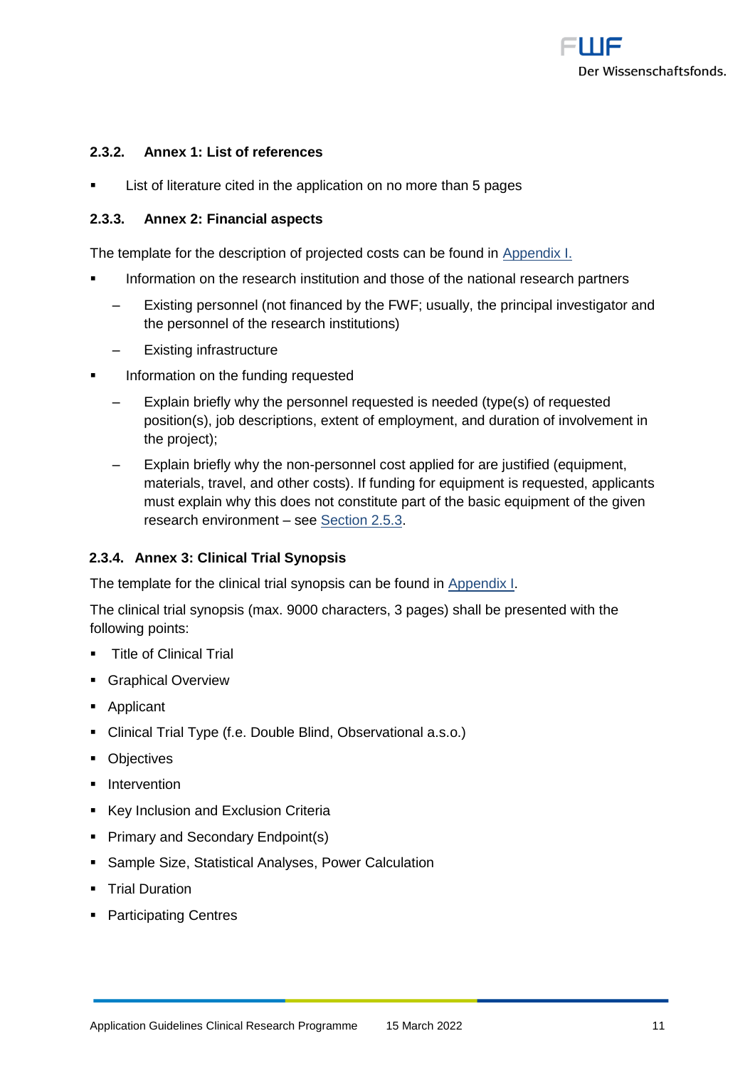### 2.3.2. Annex 1: List of references

- List of literature cited in the application on no more than 5 pages

### 2.3.3. Annex 2: Financial aspects

The template for the description of projected costs can be found in Appendix I.

- Information on the research institution and those of the national research partners
  - Existing personnel (not financed by the FWF; usually, the principal investigator and the personnel of the research institutions)
  - Existing infrastructure
- Information on the funding requested
  - Explain briefly why the personnel requested is needed (type(s) of requested position(s), job descriptions, extent of employment, and duration of involvement in the project);
  - Explain briefly why the non-personnel cost applied for are justified (equipment, materials, travel, and other costs). If funding for equipment is requested, applicants must explain why this does not constitute part of the basic equipment of the given research environment – see Section 2.5.3.

### 2.3.4. Annex 3: Clinical Trial Synopsis

The template for the clinical trial synopsis can be found in Appendix I.

The clinical trial synopsis (max. 9000 characters, 3 pages) shall be presented with the following points:

- Title of Clinical Trial
- Graphical Overview
- Applicant
- Clinical Trial Type (f.e. Double Blind, Observational a.s.o.)
- Objectives
- Intervention
- Key Inclusion and Exclusion Criteria
- Primary and Secondary Endpoint(s)
- Sample Size, Statistical Analyses, Power Calculation
- Trial Duration
- Participating Centres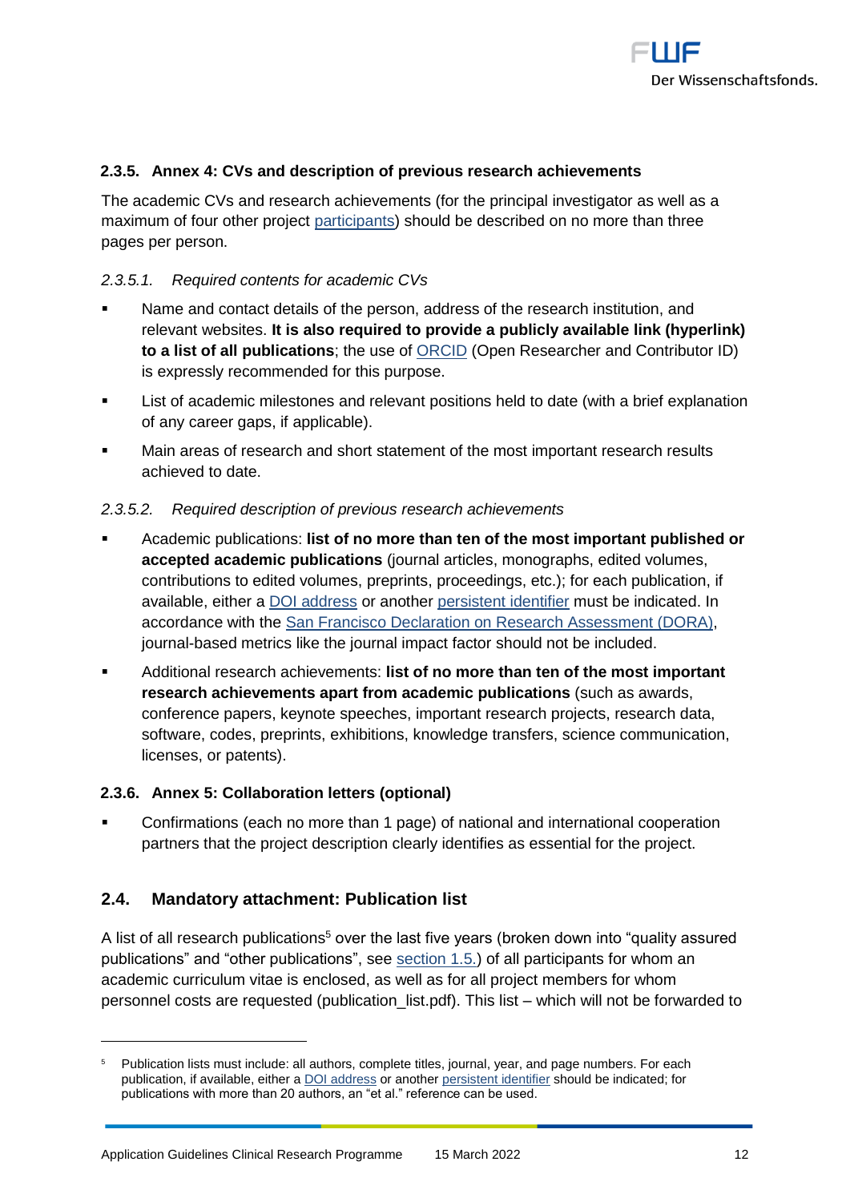### 2.3.5. Annex 4: CVs and description of previous research achievements

The academic CVs and research achievements (for the principal investigator as well as a maximum of four other project participants) should be described on no more than three pages per person.

#### *2.3.5.1. Required contents for academic CVs*

- Name and contact details of the person, address of the research institution, and relevant websites. **It is also required to provide a publicly available link (hyperlink) to a list of all publications**; the use of ORCID (Open Researcher and Contributor ID) is expressly recommended for this purpose.
- List of academic milestones and relevant positions held to date (with a brief explanation of any career gaps, if applicable).
- Main areas of research and short statement of the most important research results achieved to date.

#### *2.3.5.2. Required description of previous research achievements*

- Academic publications: **list of no more than ten of the most important published or accepted academic publications** (journal articles, monographs, edited volumes, contributions to edited volumes, preprints, proceedings, etc.); for each publication, if available, either a DOI address or another persistent identifier must be indicated. In accordance with the San Francisco Declaration on Research Assessment (DORA), journal-based metrics like the journal impact factor should not be included.
- Additional research achievements: **list of no more than ten of the most important research achievements apart from academic publications** (such as awards, conference papers, keynote speeches, important research projects, research data, software, codes, preprints, exhibitions, knowledge transfers, science communication, licenses, or patents).

### 2.3.6. Annex 5: Collaboration letters (optional)

- Confirmations (each no more than 1 page) of national and international cooperation partners that the project description clearly identifies as essential for the project.

## 2.4. Mandatory attachment: Publication list

A list of all research publications[5] over the last five years (broken down into "quality assured publications" and "other publications", see section 1.5.) of all participants for whom an academic curriculum vitae is enclosed, as well as for all project members for whom personnel costs are requested (publication_list.pdf). This list – which will not be forwarded to

---

[5] Publication lists must include: all authors, complete titles, journal, year, and page numbers. For each publication, if available, either a DOI address or another persistent identifier should be indicated; for publications with more than 20 authors, an "et al." reference can be used.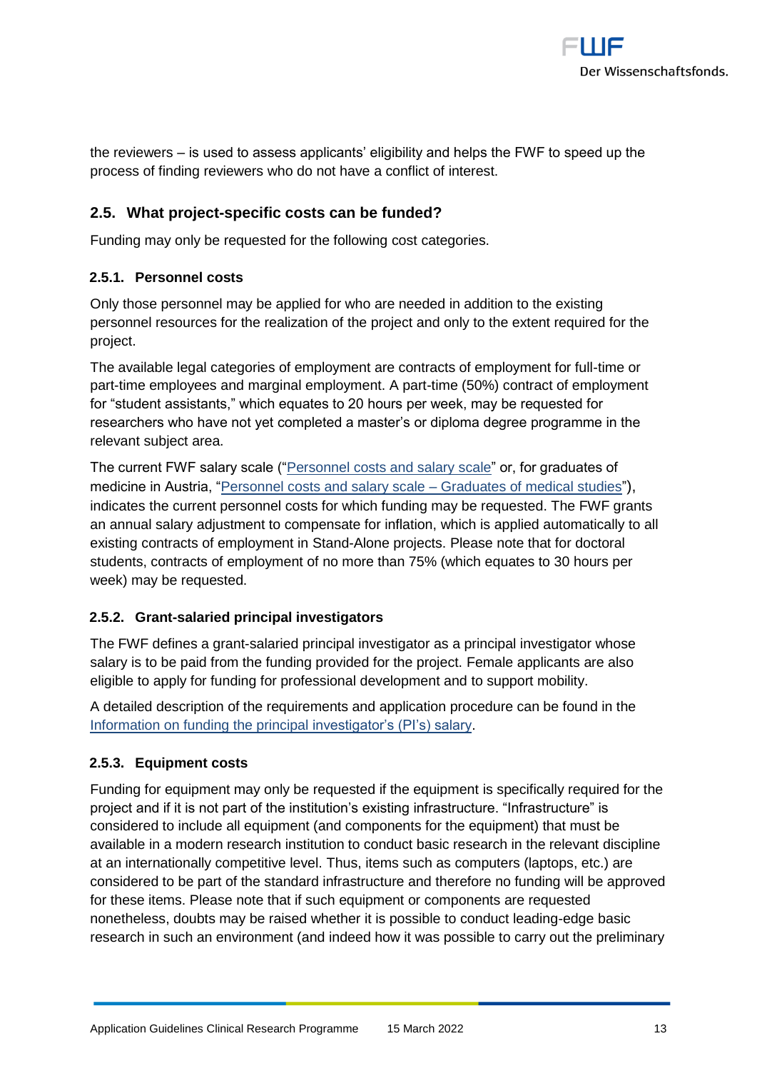the reviewers – is used to assess applicants' eligibility and helps the FWF to speed up the process of finding reviewers who do not have a conflict of interest.

## 2.5. What project-specific costs can be funded?

Funding may only be requested for the following cost categories.

### 2.5.1. Personnel costs

Only those personnel may be applied for who are needed in addition to the existing personnel resources for the realization of the project and only to the extent required for the project.

The available legal categories of employment are contracts of employment for full-time or part-time employees and marginal employment. A part-time (50%) contract of employment for "student assistants," which equates to 20 hours per week, may be requested for researchers who have not yet completed a master's or diploma degree programme in the relevant subject area.

The current FWF salary scale ("Personnel costs and salary scale" or, for graduates of medicine in Austria, "Personnel costs and salary scale – Graduates of medical studies"), indicates the current personnel costs for which funding may be requested. The FWF grants an annual salary adjustment to compensate for inflation, which is applied automatically to all existing contracts of employment in Stand-Alone projects. Please note that for doctoral students, contracts of employment of no more than 75% (which equates to 30 hours per week) may be requested.

### 2.5.2. Grant-salaried principal investigators

The FWF defines a grant-salaried principal investigator as a principal investigator whose salary is to be paid from the funding provided for the project. Female applicants are also eligible to apply for funding for professional development and to support mobility.

A detailed description of the requirements and application procedure can be found in the Information on funding the principal investigator's (PI's) salary.

### 2.5.3. Equipment costs

Funding for equipment may only be requested if the equipment is specifically required for the project and if it is not part of the institution's existing infrastructure. "Infrastructure" is considered to include all equipment (and components for the equipment) that must be available in a modern research institution to conduct basic research in the relevant discipline at an internationally competitive level. Thus, items such as computers (laptops, etc.) are considered to be part of the standard infrastructure and therefore no funding will be approved for these items. Please note that if such equipment or components are requested nonetheless, doubts may be raised whether it is possible to conduct leading-edge basic research in such an environment (and indeed how it was possible to carry out the preliminary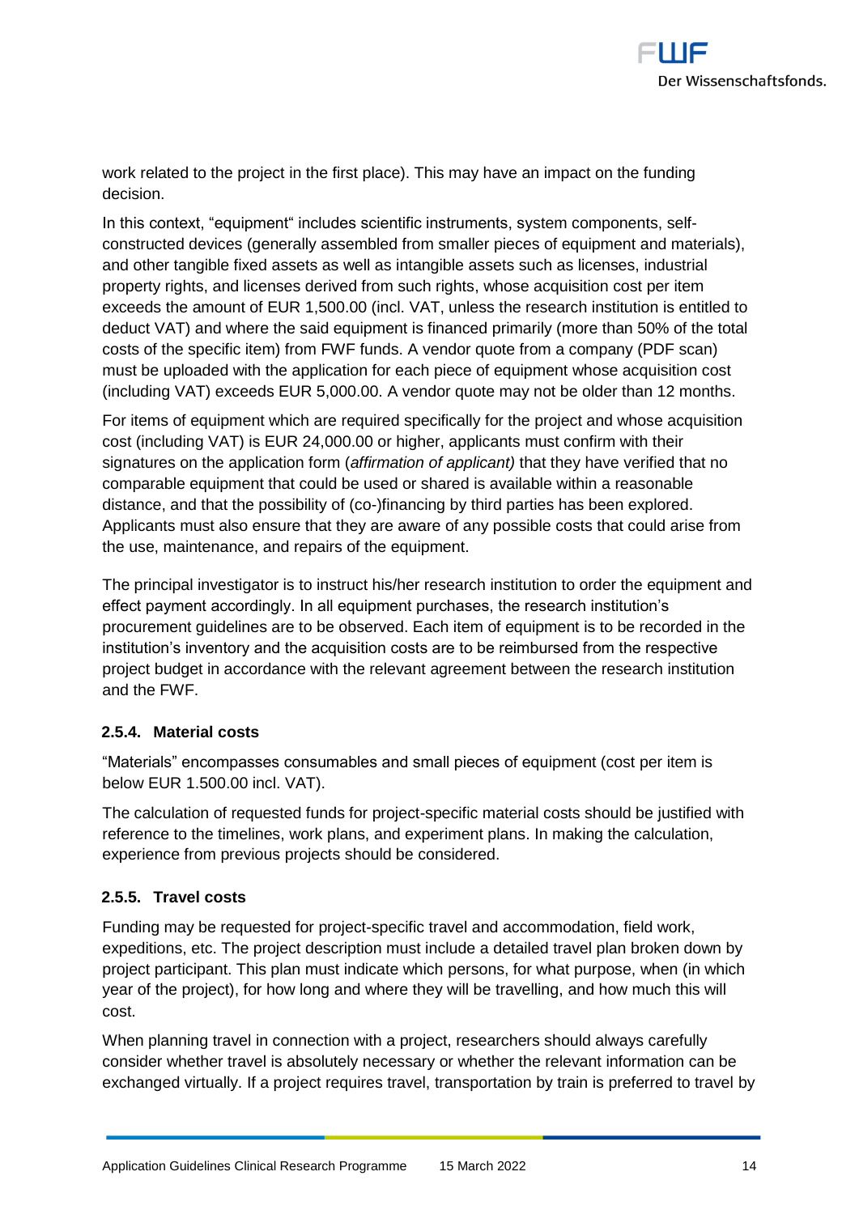work related to the project in the first place). This may have an impact on the funding decision.

In this context, "equipment" includes scientific instruments, system components, self-constructed devices (generally assembled from smaller pieces of equipment and materials), and other tangible fixed assets as well as intangible assets such as licenses, industrial property rights, and licenses derived from such rights, whose acquisition cost per item exceeds the amount of EUR 1,500.00 (incl. VAT, unless the research institution is entitled to deduct VAT) and where the said equipment is financed primarily (more than 50% of the total costs of the specific item) from FWF funds. A vendor quote from a company (PDF scan) must be uploaded with the application for each piece of equipment whose acquisition cost (including VAT) exceeds EUR 5,000.00. A vendor quote may not be older than 12 months.

For items of equipment which are required specifically for the project and whose acquisition cost (including VAT) is EUR 24,000.00 or higher, applicants must confirm with their signatures on the application form (*affirmation of applicant)* that they have verified that no comparable equipment that could be used or shared is available within a reasonable distance, and that the possibility of (co-)financing by third parties has been explored. Applicants must also ensure that they are aware of any possible costs that could arise from the use, maintenance, and repairs of the equipment.

The principal investigator is to instruct his/her research institution to order the equipment and effect payment accordingly. In all equipment purchases, the research institution's procurement guidelines are to be observed. Each item of equipment is to be recorded in the institution's inventory and the acquisition costs are to be reimbursed from the respective project budget in accordance with the relevant agreement between the research institution and the FWF.

### 2.5.4. Material costs

"Materials" encompasses consumables and small pieces of equipment (cost per item is below EUR 1.500.00 incl. VAT).

The calculation of requested funds for project-specific material costs should be justified with reference to the timelines, work plans, and experiment plans. In making the calculation, experience from previous projects should be considered.

### 2.5.5. Travel costs

Funding may be requested for project-specific travel and accommodation, field work, expeditions, etc. The project description must include a detailed travel plan broken down by project participant. This plan must indicate which persons, for what purpose, when (in which year of the project), for how long and where they will be travelling, and how much this will cost.

When planning travel in connection with a project, researchers should always carefully consider whether travel is absolutely necessary or whether the relevant information can be exchanged virtually. If a project requires travel, transportation by train is preferred to travel by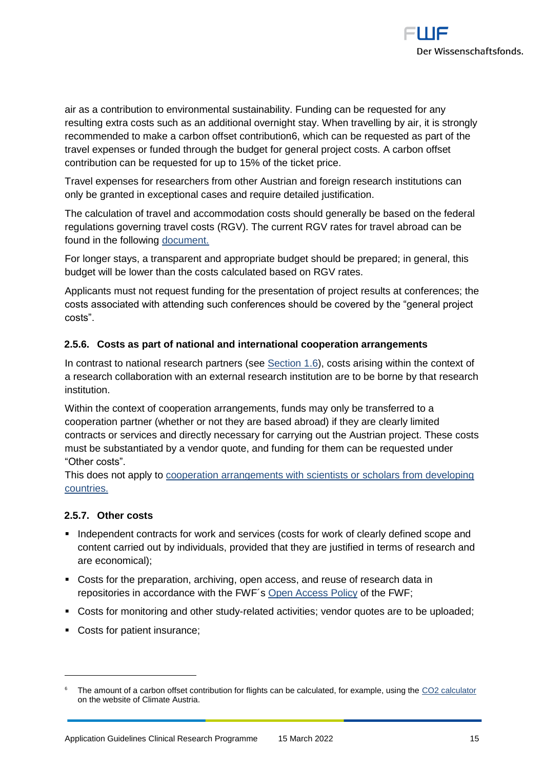air as a contribution to environmental sustainability. Funding can be requested for any resulting extra costs such as an additional overnight stay. When travelling by air, it is strongly recommended to make a carbon offset contribution[6], which can be requested as part of the travel expenses or funded through the budget for general project costs. A carbon offset contribution can be requested for up to 15% of the ticket price.

Travel expenses for researchers from other Austrian and foreign research institutions can only be granted in exceptional cases and require detailed justification.

The calculation of travel and accommodation costs should generally be based on the federal regulations governing travel costs (RGV). The current RGV rates for travel abroad can be found in the following [document.](#)

For longer stays, a transparent and appropriate budget should be prepared; in general, this budget will be lower than the costs calculated based on RGV rates.

Applicants must not request funding for the presentation of project results at conferences; the costs associated with attending such conferences should be covered by the "general project costs".

### 2.5.6. Costs as part of national and international cooperation arrangements

In contrast to national research partners (see [Section 1.6](#)), costs arising within the context of a research collaboration with an external research institution are to be borne by that research institution.

Within the context of cooperation arrangements, funds may only be transferred to a cooperation partner (whether or not they are based abroad) if they are clearly limited contracts or services and directly necessary for carrying out the Austrian project. These costs must be substantiated by a vendor quote, and funding for them can be requested under "Other costs".
This does not apply to [cooperation arrangements with scientists or scholars from developing countries.](#)

### 2.5.7. Other costs

- Independent contracts for work and services (costs for work of clearly defined scope and content carried out by individuals, provided that they are justified in terms of research and are economical);
- Costs for the preparation, archiving, open access, and reuse of research data in repositories in accordance with the FWF´s [Open Access Policy](#) of the FWF;
- Costs for monitoring and other study-related activities; vendor quotes are to be uploaded;
- Costs for patient insurance;

---

[6] The amount of a carbon offset contribution for flights can be calculated, for example, using the [CO2 calculator](#) on the website of Climate Austria.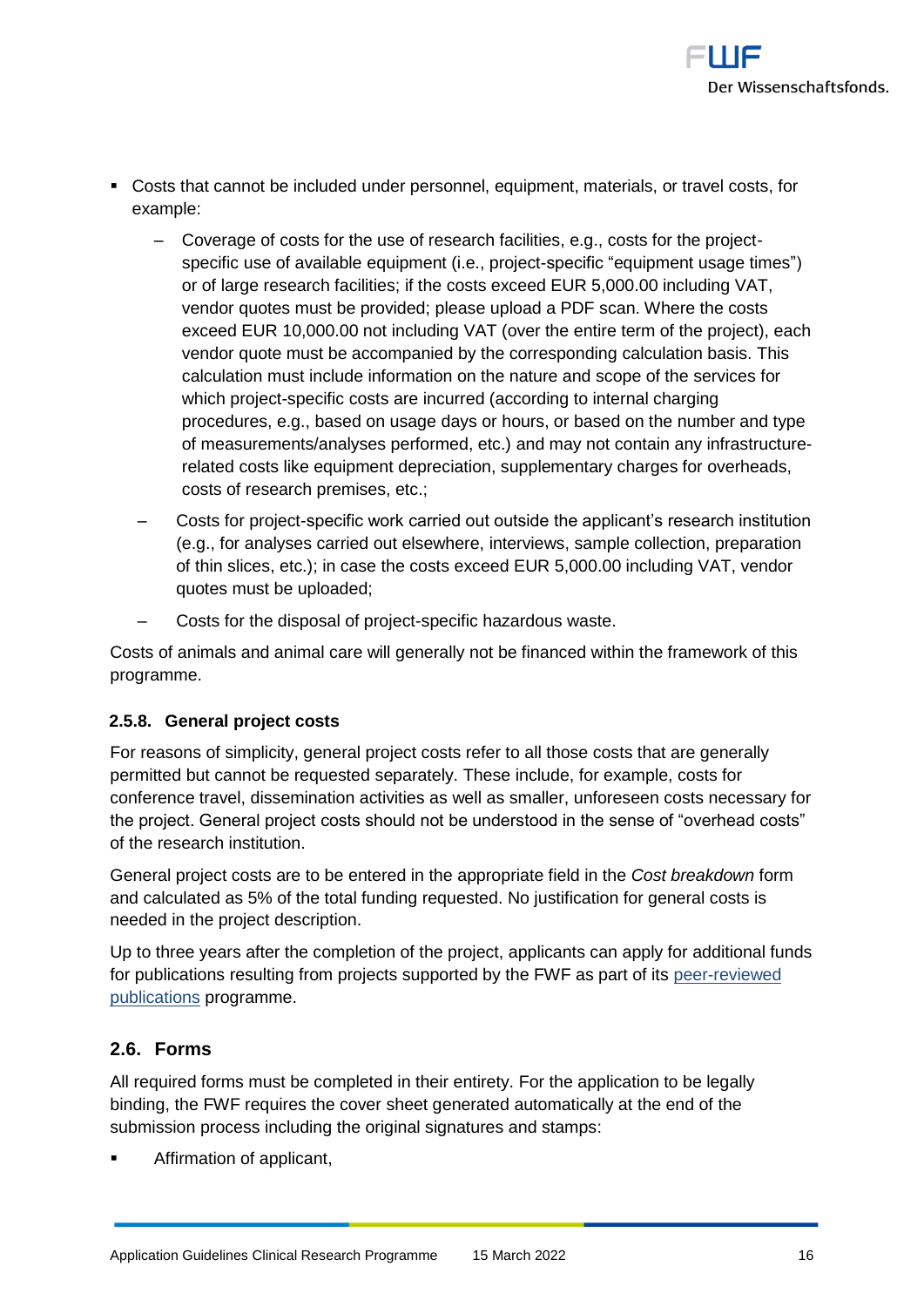- Costs that cannot be included under personnel, equipment, materials, or travel costs, for example:
  - Coverage of costs for the use of research facilities, e.g., costs for the project-specific use of available equipment (i.e., project-specific "equipment usage times") or of large research facilities; if the costs exceed EUR 5,000.00 including VAT, vendor quotes must be provided; please upload a PDF scan. Where the costs exceed EUR 10,000.00 not including VAT (over the entire term of the project), each vendor quote must be accompanied by the corresponding calculation basis. This calculation must include information on the nature and scope of the services for which project-specific costs are incurred (according to internal charging procedures, e.g., based on usage days or hours, or based on the number and type of measurements/analyses performed, etc.) and may not contain any infrastructure-related costs like equipment depreciation, supplementary charges for overheads, costs of research premises, etc.;
  - Costs for project-specific work carried out outside the applicant's research institution (e.g., for analyses carried out elsewhere, interviews, sample collection, preparation of thin slices, etc.); in case the costs exceed EUR 5,000.00 including VAT, vendor quotes must be uploaded;
  - Costs for the disposal of project-specific hazardous waste.

Costs of animals and animal care will generally not be financed within the framework of this programme.

#### 2.5.8. General project costs

For reasons of simplicity, general project costs refer to all those costs that are generally permitted but cannot be requested separately. These include, for example, costs for conference travel, dissemination activities as well as smaller, unforeseen costs necessary for the project. General project costs should not be understood in the sense of "overhead costs" of the research institution.

General project costs are to be entered in the appropriate field in the *Cost breakdown* form and calculated as 5% of the total funding requested. No justification for general costs is needed in the project description.

Up to three years after the completion of the project, applicants can apply for additional funds for publications resulting from projects supported by the FWF as part of its peer-reviewed publications programme.

### 2.6. Forms

All required forms must be completed in their entirety. For the application to be legally binding, the FWF requires the cover sheet generated automatically at the end of the submission process including the original signatures and stamps:

- Affirmation of applicant,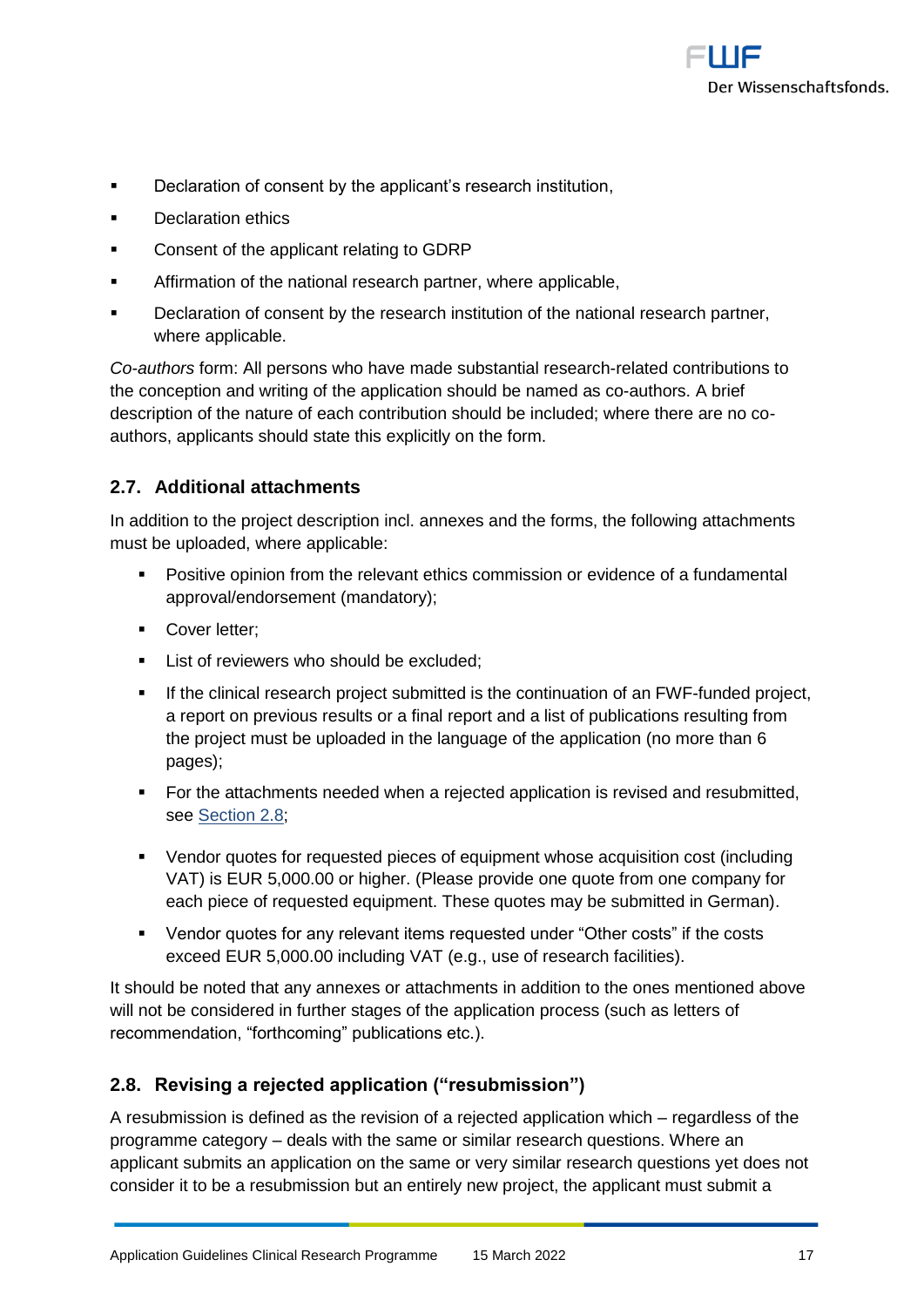- Declaration of consent by the applicant's research institution,
- Declaration ethics
- Consent of the applicant relating to GDRP
- Affirmation of the national research partner, where applicable,
- Declaration of consent by the research institution of the national research partner, where applicable.

*Co-authors* form: All persons who have made substantial research-related contributions to the conception and writing of the application should be named as co-authors. A brief description of the nature of each contribution should be included; where there are no co-authors, applicants should state this explicitly on the form.

### 2.7. Additional attachments

In addition to the project description incl. annexes and the forms, the following attachments must be uploaded, where applicable:

- Positive opinion from the relevant ethics commission or evidence of a fundamental approval/endorsement (mandatory);
- Cover letter;
- List of reviewers who should be excluded;
- If the clinical research project submitted is the continuation of an FWF-funded project, a report on previous results or a final report and a list of publications resulting from the project must be uploaded in the language of the application (no more than 6 pages);
- For the attachments needed when a rejected application is revised and resubmitted, see Section 2.8;
- Vendor quotes for requested pieces of equipment whose acquisition cost (including VAT) is EUR 5,000.00 or higher. (Please provide one quote from one company for each piece of requested equipment. These quotes may be submitted in German).
- Vendor quotes for any relevant items requested under "Other costs" if the costs exceed EUR 5,000.00 including VAT (e.g., use of research facilities).

It should be noted that any annexes or attachments in addition to the ones mentioned above will not be considered in further stages of the application process (such as letters of recommendation, "forthcoming" publications etc.).

### 2.8. Revising a rejected application ("resubmission")

A resubmission is defined as the revision of a rejected application which – regardless of the programme category – deals with the same or similar research questions. Where an applicant submits an application on the same or very similar research questions yet does not consider it to be a resubmission but an entirely new project, the applicant must submit a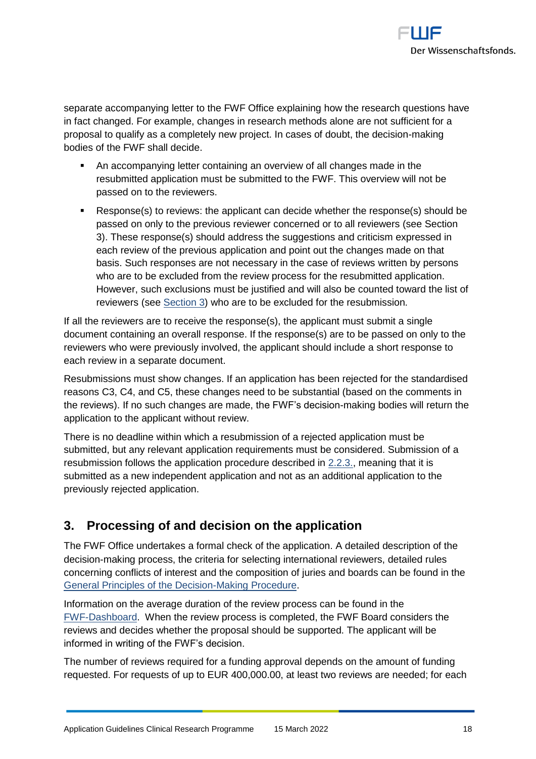separate accompanying letter to the FWF Office explaining how the research questions have in fact changed. For example, changes in research methods alone are not sufficient for a proposal to qualify as a completely new project. In cases of doubt, the decision-making bodies of the FWF shall decide.

- An accompanying letter containing an overview of all changes made in the resubmitted application must be submitted to the FWF. This overview will not be passed on to the reviewers.
- Response(s) to reviews: the applicant can decide whether the response(s) should be passed on only to the previous reviewer concerned or to all reviewers (see Section 3). These response(s) should address the suggestions and criticism expressed in each review of the previous application and point out the changes made on that basis. Such responses are not necessary in the case of reviews written by persons who are to be excluded from the review process for the resubmitted application. However, such exclusions must be justified and will also be counted toward the list of reviewers (see Section 3) who are to be excluded for the resubmission.

If all the reviewers are to receive the response(s), the applicant must submit a single document containing an overall response. If the response(s) are to be passed on only to the reviewers who were previously involved, the applicant should include a short response to each review in a separate document.

Resubmissions must show changes. If an application has been rejected for the standardised reasons C3, C4, and C5, these changes need to be substantial (based on the comments in the reviews). If no such changes are made, the FWF's decision-making bodies will return the application to the applicant without review.

There is no deadline within which a resubmission of a rejected application must be submitted, but any relevant application requirements must be considered. Submission of a resubmission follows the application procedure described in 2.2.3., meaning that it is submitted as a new independent application and not as an additional application to the previously rejected application.

## 3. Processing of and decision on the application

The FWF Office undertakes a formal check of the application. A detailed description of the decision-making process, the criteria for selecting international reviewers, detailed rules concerning conflicts of interest and the composition of juries and boards can be found in the General Principles of the Decision-Making Procedure.

Information on the average duration of the review process can be found in the FWF-Dashboard. When the review process is completed, the FWF Board considers the reviews and decides whether the proposal should be supported. The applicant will be informed in writing of the FWF's decision.

The number of reviews required for a funding approval depends on the amount of funding requested. For requests of up to EUR 400,000.00, at least two reviews are needed; for each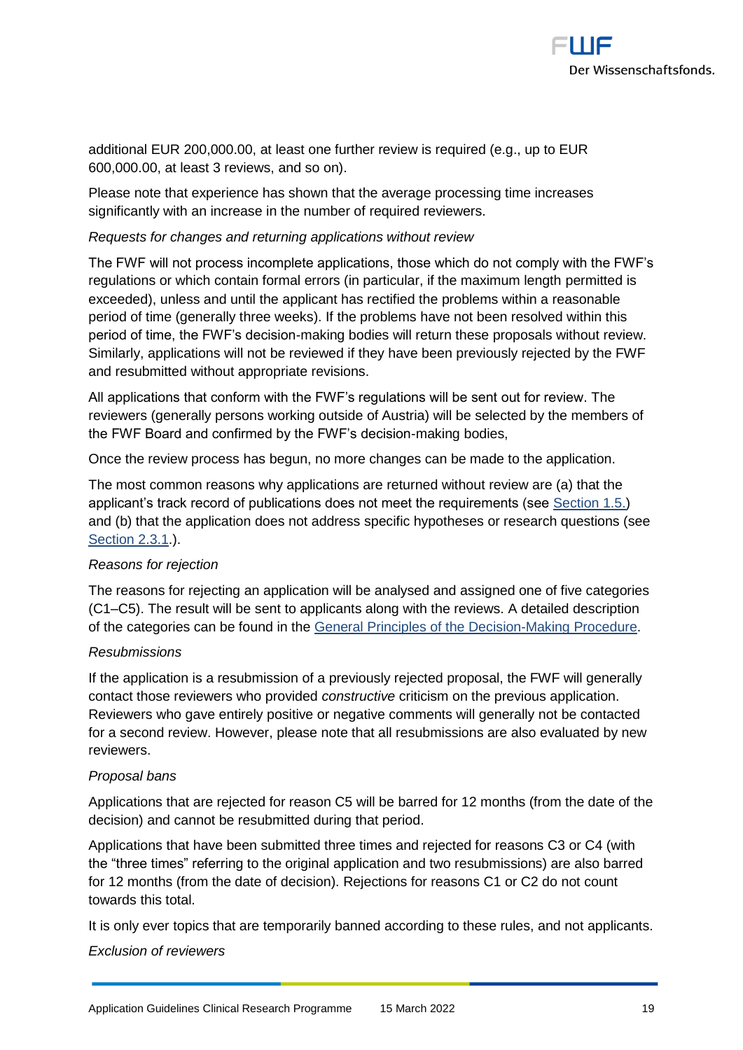additional EUR 200,000.00, at least one further review is required (e.g., up to EUR 600,000.00, at least 3 reviews, and so on).

Please note that experience has shown that the average processing time increases significantly with an increase in the number of required reviewers.

*Requests for changes and returning applications without review*

The FWF will not process incomplete applications, those which do not comply with the FWF's regulations or which contain formal errors (in particular, if the maximum length permitted is exceeded), unless and until the applicant has rectified the problems within a reasonable period of time (generally three weeks). If the problems have not been resolved within this period of time, the FWF's decision-making bodies will return these proposals without review. Similarly, applications will not be reviewed if they have been previously rejected by the FWF and resubmitted without appropriate revisions.

All applications that conform with the FWF's regulations will be sent out for review. The reviewers (generally persons working outside of Austria) will be selected by the members of the FWF Board and confirmed by the FWF's decision-making bodies,

Once the review process has begun, no more changes can be made to the application.

The most common reasons why applications are returned without review are (a) that the applicant's track record of publications does not meet the requirements (see [Section 1.5.]) and (b) that the application does not address specific hypotheses or research questions (see [Section 2.3.1].).

*Reasons for rejection*

The reasons for rejecting an application will be analysed and assigned one of five categories (C1–C5). The result will be sent to applicants along with the reviews. A detailed description of the categories can be found in the [General Principles of the Decision-Making Procedure].

*Resubmissions*

If the application is a resubmission of a previously rejected proposal, the FWF will generally contact those reviewers who provided *constructive* criticism on the previous application. Reviewers who gave entirely positive or negative comments will generally not be contacted for a second review. However, please note that all resubmissions are also evaluated by new reviewers.

*Proposal bans*

Applications that are rejected for reason C5 will be barred for 12 months (from the date of the decision) and cannot be resubmitted during that period.

Applications that have been submitted three times and rejected for reasons C3 or C4 (with the "three times" referring to the original application and two resubmissions) are also barred for 12 months (from the date of decision). Rejections for reasons C1 or C2 do not count towards this total.

It is only ever topics that are temporarily banned according to these rules, and not applicants.

*Exclusion of reviewers*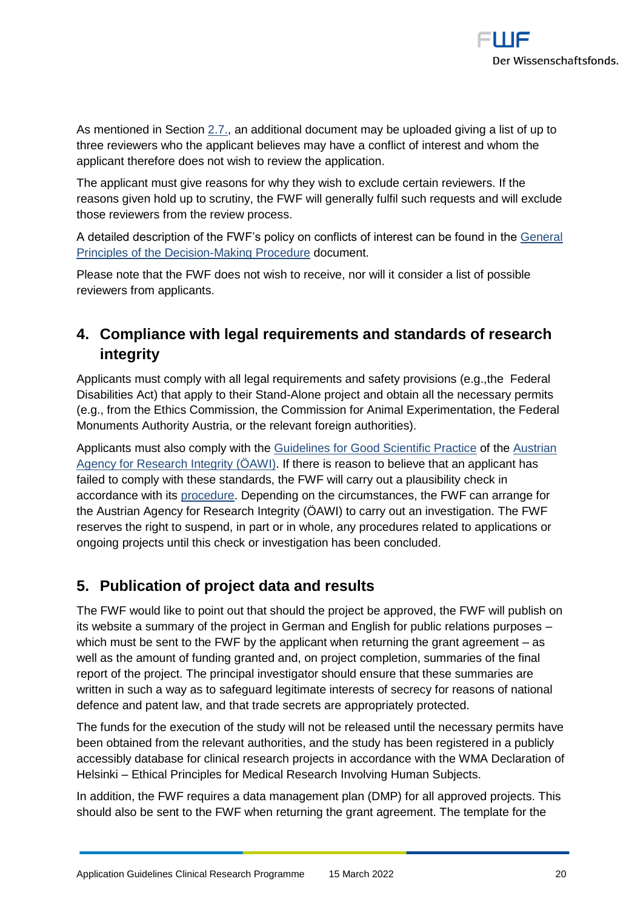As mentioned in Section 2.7., an additional document may be uploaded giving a list of up to three reviewers who the applicant believes may have a conflict of interest and whom the applicant therefore does not wish to review the application.

The applicant must give reasons for why they wish to exclude certain reviewers. If the reasons given hold up to scrutiny, the FWF will generally fulfil such requests and will exclude those reviewers from the review process.

A detailed description of the FWF's policy on conflicts of interest can be found in the General Principles of the Decision-Making Procedure document.

Please note that the FWF does not wish to receive, nor will it consider a list of possible reviewers from applicants.

## 4. Compliance with legal requirements and standards of research integrity

Applicants must comply with all legal requirements and safety provisions (e.g.,the Federal Disabilities Act) that apply to their Stand-Alone project and obtain all the necessary permits (e.g., from the Ethics Commission, the Commission for Animal Experimentation, the Federal Monuments Authority Austria, or the relevant foreign authorities).

Applicants must also comply with the Guidelines for Good Scientific Practice of the Austrian Agency for Research Integrity (ÖAWI). If there is reason to believe that an applicant has failed to comply with these standards, the FWF will carry out a plausibility check in accordance with its procedure. Depending on the circumstances, the FWF can arrange for the Austrian Agency for Research Integrity (ÖAWI) to carry out an investigation. The FWF reserves the right to suspend, in part or in whole, any procedures related to applications or ongoing projects until this check or investigation has been concluded.

## 5. Publication of project data and results

The FWF would like to point out that should the project be approved, the FWF will publish on its website a summary of the project in German and English for public relations purposes – which must be sent to the FWF by the applicant when returning the grant agreement – as well as the amount of funding granted and, on project completion, summaries of the final report of the project. The principal investigator should ensure that these summaries are written in such a way as to safeguard legitimate interests of secrecy for reasons of national defence and patent law, and that trade secrets are appropriately protected.

The funds for the execution of the study will not be released until the necessary permits have been obtained from the relevant authorities, and the study has been registered in a publicly accessibly database for clinical research projects in accordance with the WMA Declaration of Helsinki – Ethical Principles for Medical Research Involving Human Subjects.

In addition, the FWF requires a data management plan (DMP) for all approved projects. This should also be sent to the FWF when returning the grant agreement. The template for the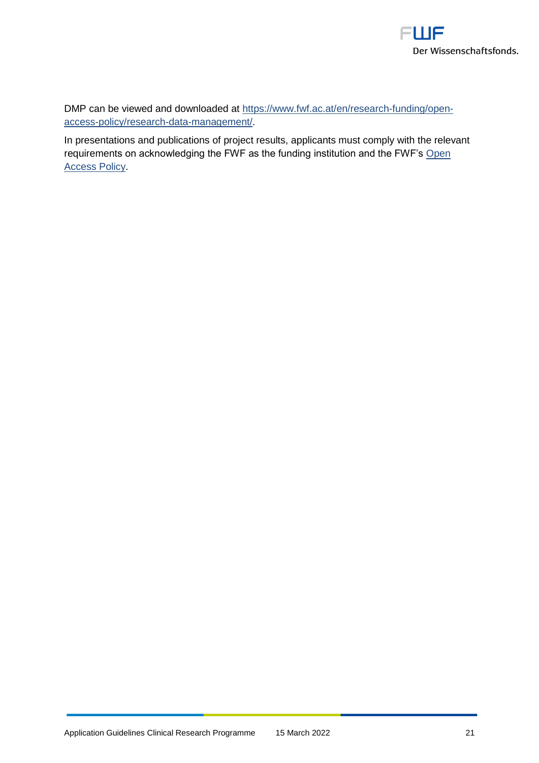DMP can be viewed and downloaded at [https://www.fwf.ac.at/en/research-funding/open-access-policy/research-data-management/](https://www.fwf.ac.at/en/research-funding/open-access-policy/research-data-management/).

In presentations and publications of project results, applicants must comply with the relevant requirements on acknowledging the FWF as the funding institution and the FWF's Open Access Policy.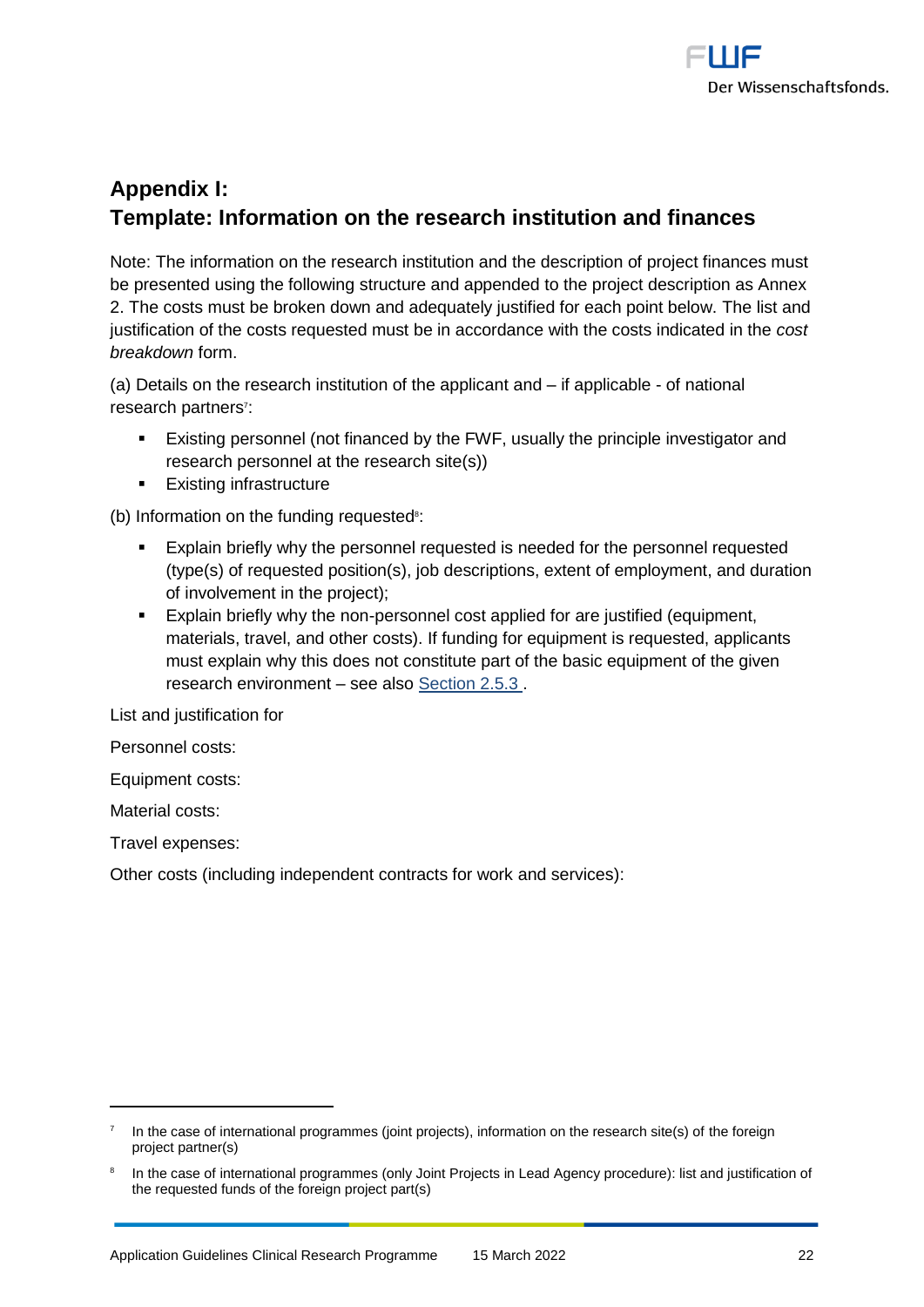# Appendix I: Template: Information on the research institution and finances

Note: The information on the research institution and the description of project finances must be presented using the following structure and appended to the project description as Annex 2. The costs must be broken down and adequately justified for each point below. The list and justification of the costs requested must be in accordance with the costs indicated in the *cost breakdown* form.

(a) Details on the research institution of the applicant and – if applicable - of national research partners[7]:

- Existing personnel (not financed by the FWF, usually the principle investigator and research personnel at the research site(s))
- Existing infrastructure

(b) Information on the funding requested[8]:

- Explain briefly why the personnel requested is needed for the personnel requested (type(s) of requested position(s), job descriptions, extent of employment, and duration of involvement in the project);
- Explain briefly why the non-personnel cost applied for are justified (equipment, materials, travel, and other costs). If funding for equipment is requested, applicants must explain why this does not constitute part of the basic equipment of the given research environment – see also Section 2.5.3 .

List and justification for

Personnel costs:

Equipment costs:

Material costs:

Travel expenses:

Other costs (including independent contracts for work and services):

---

[7] In the case of international programmes (joint projects), information on the research site(s) of the foreign project partner(s)

[8] In the case of international programmes (only Joint Projects in Lead Agency procedure): list and justification of the requested funds of the foreign project part(s)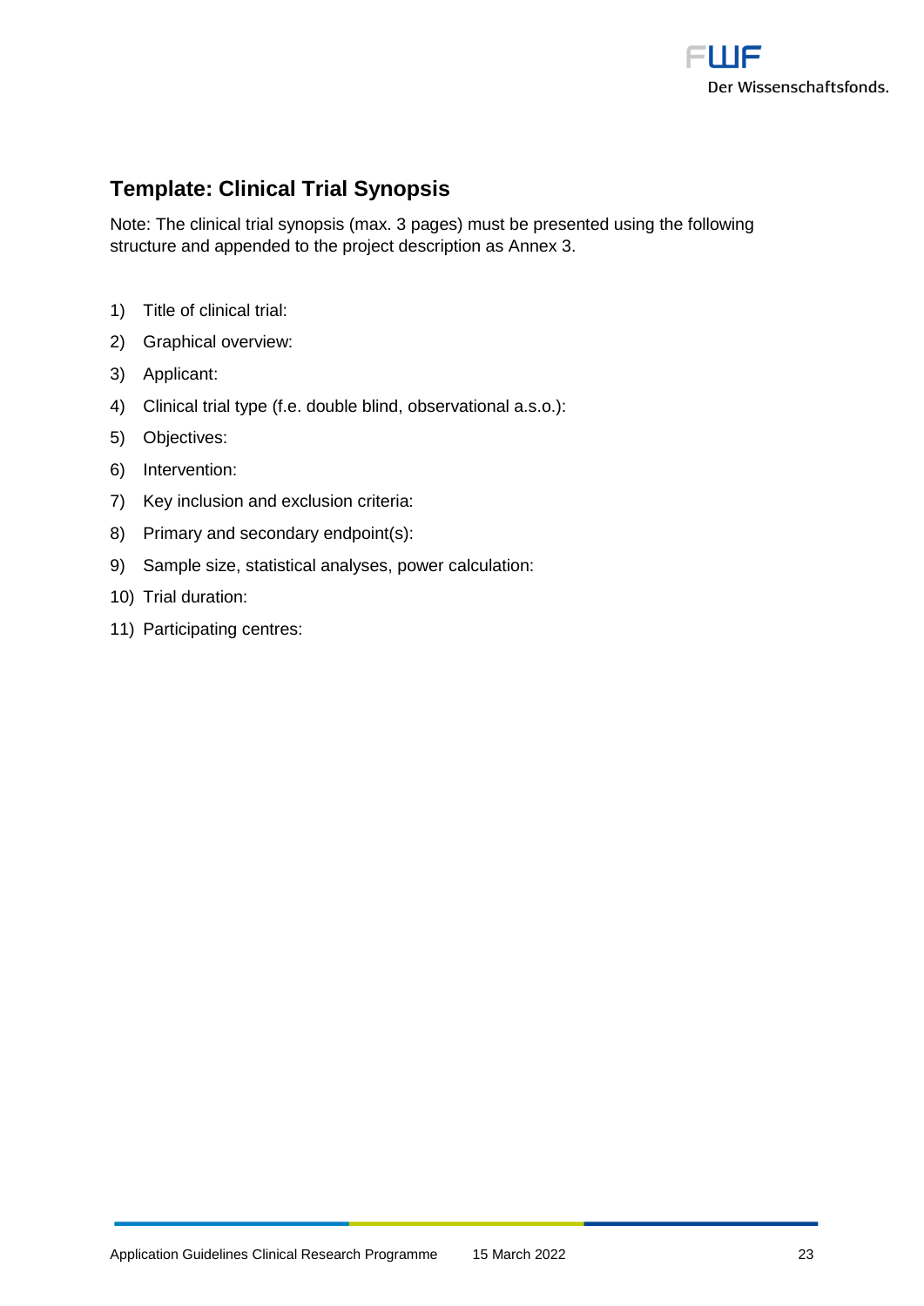## Template: Clinical Trial Synopsis

Note: The clinical trial synopsis (max. 3 pages) must be presented using the following structure and appended to the project description as Annex 3.

1) Title of clinical trial:
2) Graphical overview:
3) Applicant:
4) Clinical trial type (f.e. double blind, observational a.s.o.):
5) Objectives:
6) Intervention:
7) Key inclusion and exclusion criteria:
8) Primary and secondary endpoint(s):
9) Sample size, statistical analyses, power calculation:
10) Trial duration:
11) Participating centres: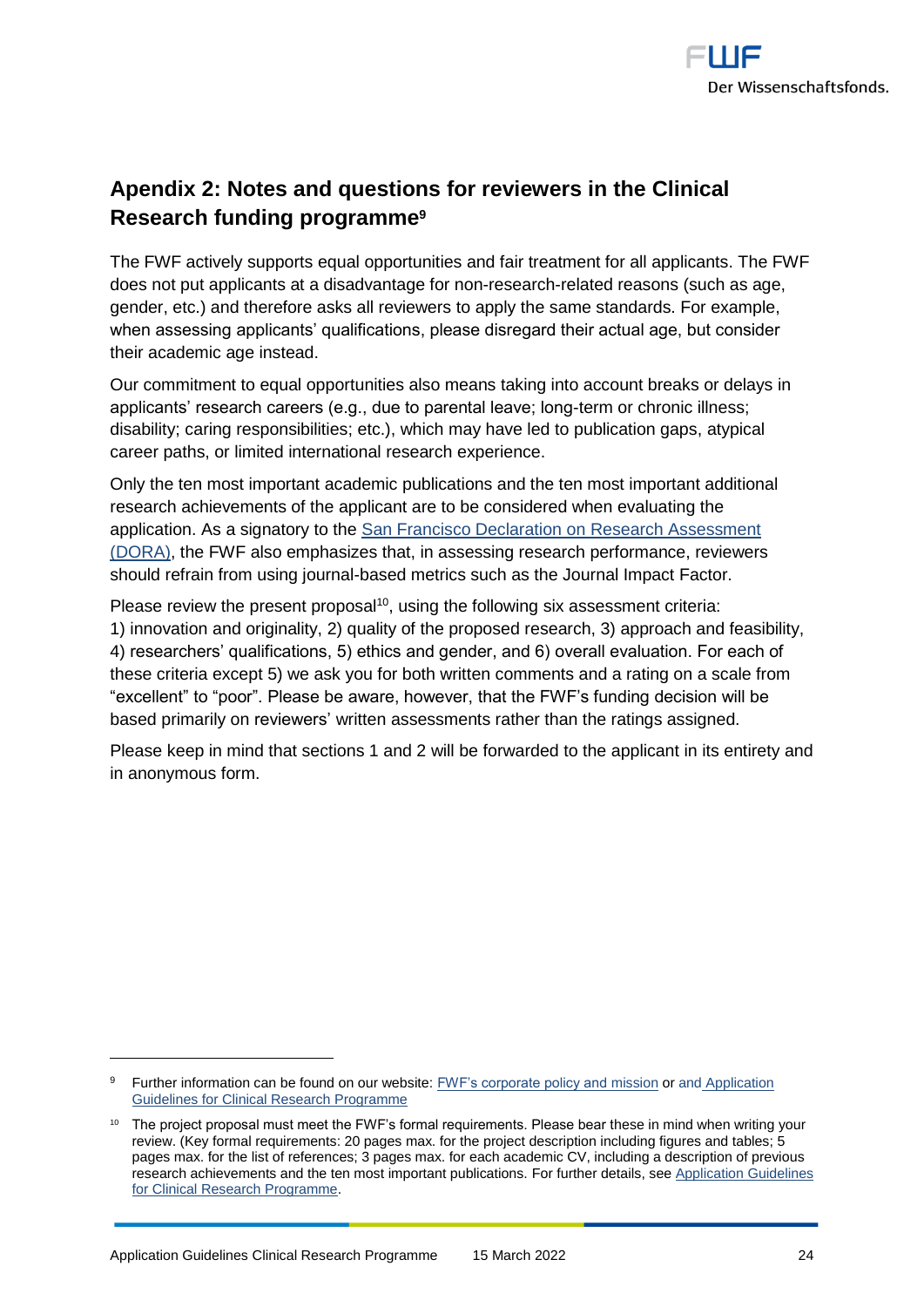## Apendix 2: Notes and questions for reviewers in the Clinical Research funding programme[9]

The FWF actively supports equal opportunities and fair treatment for all applicants. The FWF does not put applicants at a disadvantage for non-research-related reasons (such as age, gender, etc.) and therefore asks all reviewers to apply the same standards. For example, when assessing applicants' qualifications, please disregard their actual age, but consider their academic age instead.

Our commitment to equal opportunities also means taking into account breaks or delays in applicants' research careers (e.g., due to parental leave; long-term or chronic illness; disability; caring responsibilities; etc.), which may have led to publication gaps, atypical career paths, or limited international research experience.

Only the ten most important academic publications and the ten most important additional research achievements of the applicant are to be considered when evaluating the application. As a signatory to the San Francisco Declaration on Research Assessment (DORA), the FWF also emphasizes that, in assessing research performance, reviewers should refrain from using journal-based metrics such as the Journal Impact Factor.

Please review the present proposal[10], using the following six assessment criteria: 1) innovation and originality, 2) quality of the proposed research, 3) approach and feasibility, 4) researchers' qualifications, 5) ethics and gender, and 6) overall evaluation. For each of these criteria except 5) we ask you for both written comments and a rating on a scale from "excellent" to "poor". Please be aware, however, that the FWF's funding decision will be based primarily on reviewers' written assessments rather than the ratings assigned.

Please keep in mind that sections 1 and 2 will be forwarded to the applicant in its entirety and in anonymous form.

---

[9] Further information can be found on our website: FWF's corporate policy and mission or and Application Guidelines for Clinical Research Programme

[10] The project proposal must meet the FWF's formal requirements. Please bear these in mind when writing your review. (Key formal requirements: 20 pages max. for the project description including figures and tables; 5 pages max. for the list of references; 3 pages max. for each academic CV, including a description of previous research achievements and the ten most important publications. For further details, see Application Guidelines for Clinical Research Programme.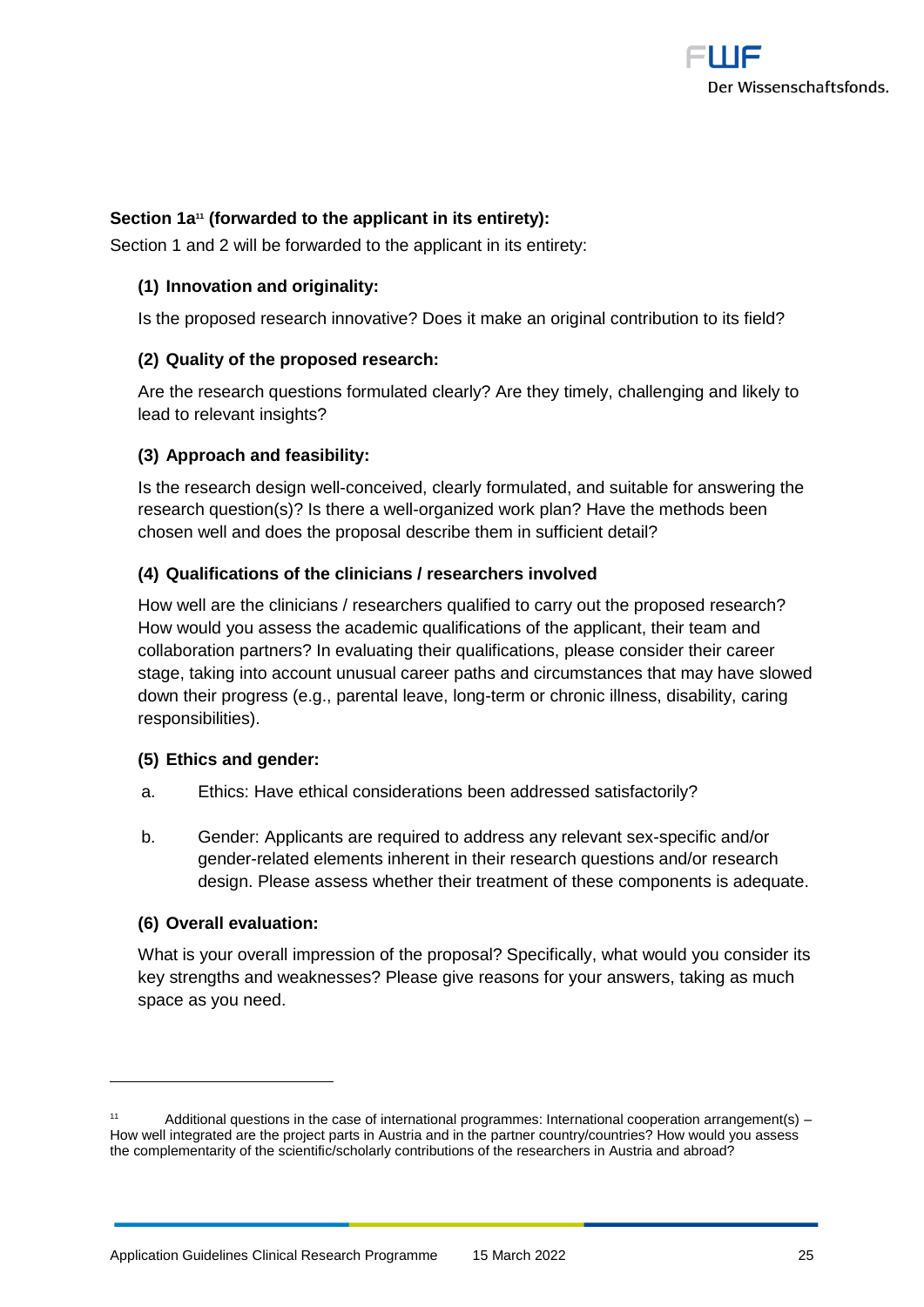**Section 1a[11] (forwarded to the applicant in its entirety):**

Section 1 and 2 will be forwarded to the applicant in its entirety:

**(1) Innovation and originality:**

Is the proposed research innovative? Does it make an original contribution to its field?

**(2) Quality of the proposed research:**

Are the research questions formulated clearly? Are they timely, challenging and likely to lead to relevant insights?

**(3) Approach and feasibility:**

Is the research design well-conceived, clearly formulated, and suitable for answering the research question(s)? Is there a well-organized work plan? Have the methods been chosen well and does the proposal describe them in sufficient detail?

**(4) Qualifications of the clinicians / researchers involved**

How well are the clinicians / researchers qualified to carry out the proposed research? How would you assess the academic qualifications of the applicant, their team and collaboration partners? In evaluating their qualifications, please consider their career stage, taking into account unusual career paths and circumstances that may have slowed down their progress (e.g., parental leave, long-term or chronic illness, disability, caring responsibilities).

**(5) Ethics and gender:**

a. Ethics: Have ethical considerations been addressed satisfactorily?

b. Gender: Applicants are required to address any relevant sex-specific and/or gender-related elements inherent in their research questions and/or research design. Please assess whether their treatment of these components is adequate.

**(6) Overall evaluation:**

What is your overall impression of the proposal? Specifically, what would you consider its key strengths and weaknesses? Please give reasons for your answers, taking as much space as you need.

---

[11] Additional questions in the case of international programmes: International cooperation arrangement(s) – How well integrated are the project parts in Austria and in the partner country/countries? How would you assess the complementarity of the scientific/scholarly contributions of the researchers in Austria and abroad?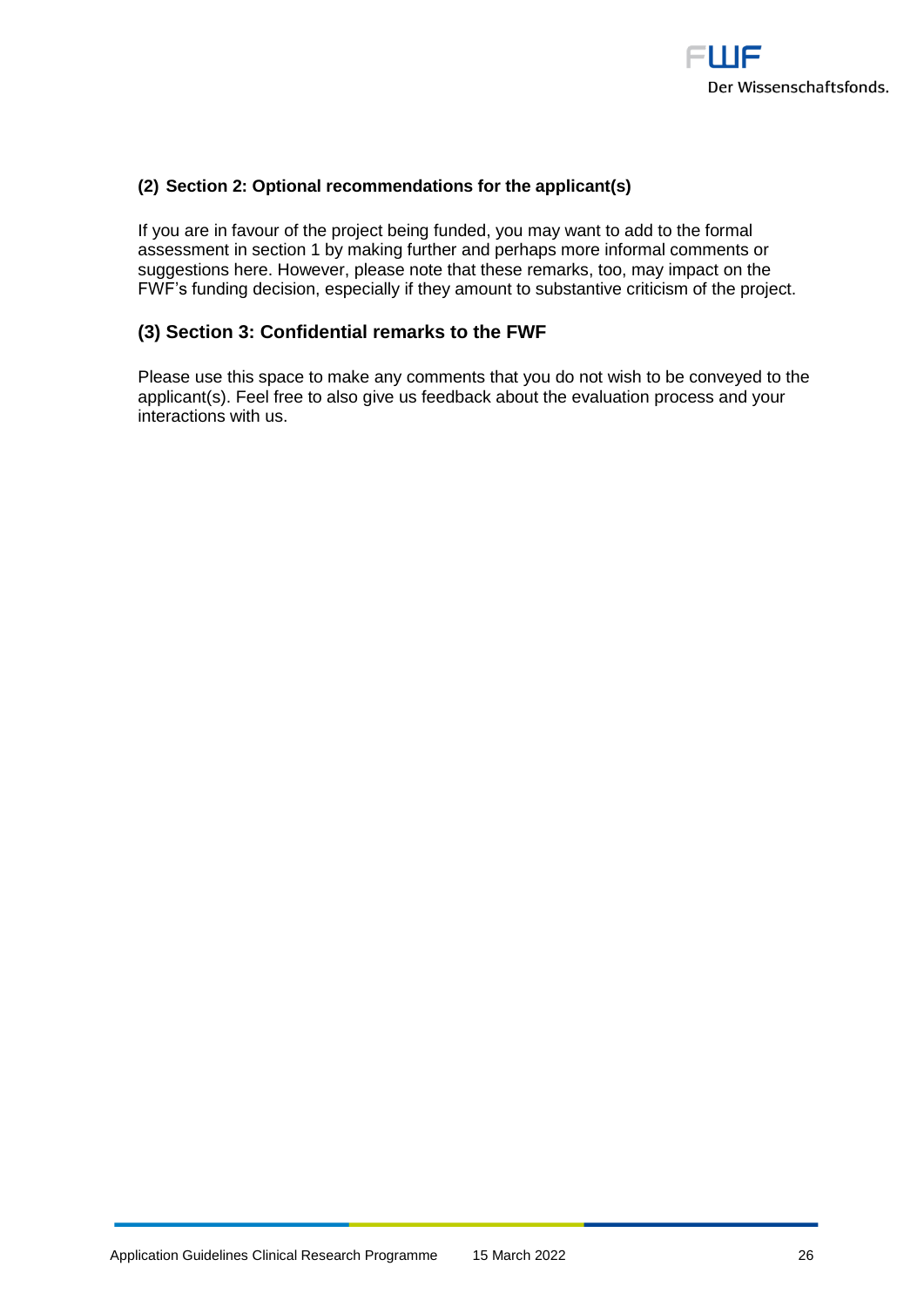### (2) Section 2: Optional recommendations for the applicant(s)

If you are in favour of the project being funded, you may want to add to the formal assessment in section 1 by making further and perhaps more informal comments or suggestions here. However, please note that these remarks, too, may impact on the FWF's funding decision, especially if they amount to substantive criticism of the project.

### (3) Section 3: Confidential remarks to the FWF

Please use this space to make any comments that you do not wish to be conveyed to the applicant(s). Feel free to also give us feedback about the evaluation process and your interactions with us.